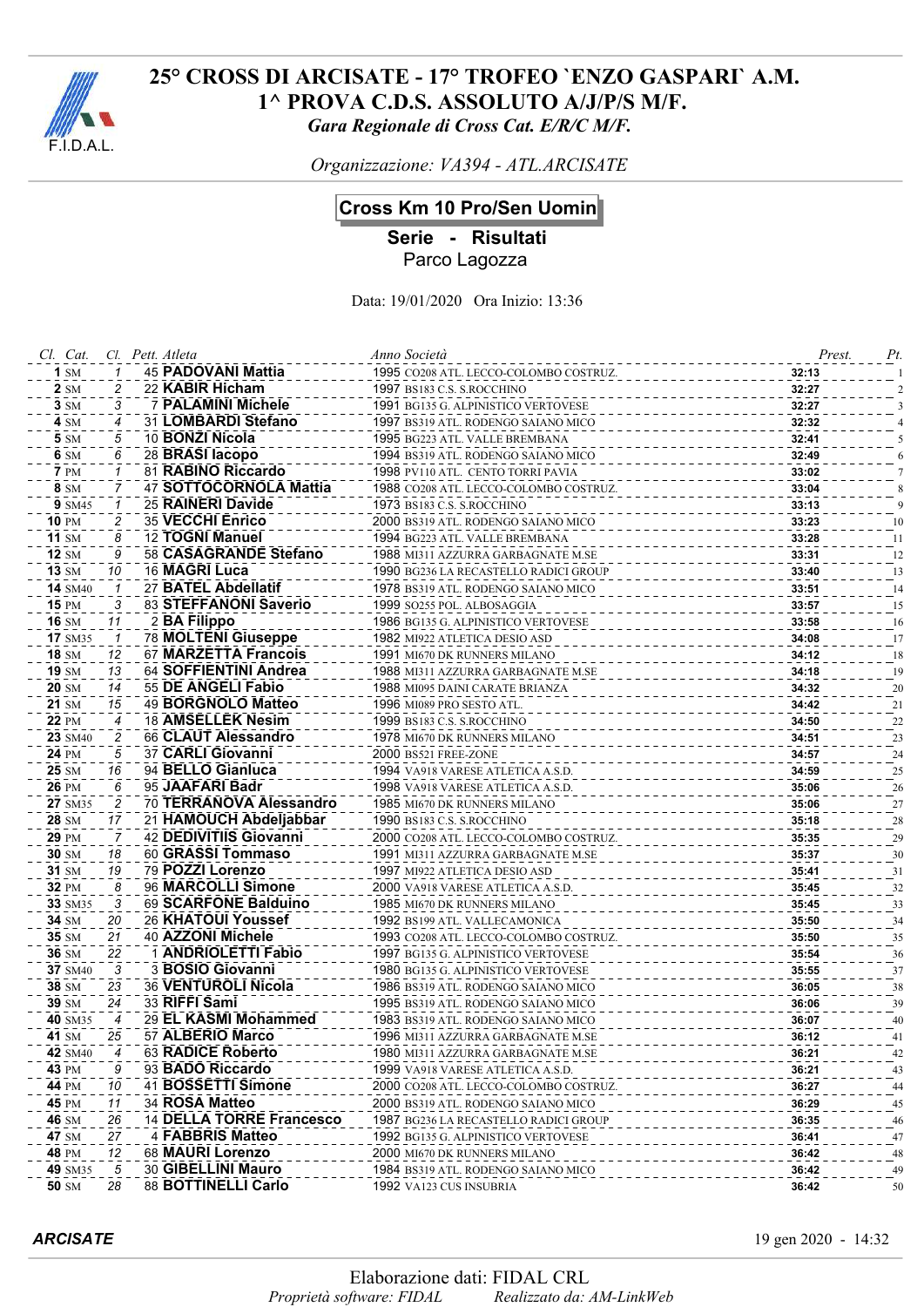# 25° CROSS DI ARCISATE - 17° TROFEO `ENZO GASPARI` A.M.

## 1^ PROVA C.D.S. ASSOLUTO A/J/P/S M/F.

*Gara Regionale di Cross Cat. E/R/C M/F.*

*Organizzazione: VA394 - ATL.ARCISATE*

### Cross Km 10 Pro/Sen Uomin

**Serie - Risultati**

Parco Lagozza

Data: 19/01/2020 Ora Inizio: 13:36

| Cl. | Cat. | Cl. | Pett. | Atleta | Anno | Società | Prest. | Pt. |
|---|---|---|---|---|---|---|---|---|
| 1 | SM | 1 | 45 | PADOVANI Mattia | 1995 | CO208 ATL. LECCO-COLOMBO COSTRUZ. | 32:13 | 1 |
| 2 | SM | 2 | 22 | KABIR Hicham | 1997 | BS183 C.S. S.ROCCHINO | 32:27 | 2 |
| 3 | SM | 3 | 7 | PALAMINI Michele | 1991 | BG135 G. ALPINISTICO VERTOVESE | 32:27 | 3 |
| 4 | SM | 4 | 31 | LOMBARDI Stefano | 1997 | BS319 ATL. RODENGO SAIANO MICO | 32:32 | 4 |
| 5 | SM | 5 | 10 | BONZI Nicola | 1995 | BG223 ATL. VALLE BREMBANA | 32:41 | 5 |
| 6 | SM | 6 | 28 | BRASI Iacopo | 1994 | BS319 ATL. RODENGO SAIANO MICO | 32:49 | 6 |
| 7 | PM | 1 | 81 | RABINO Riccardo | 1998 | PV110 ATL. CENTO TORRI PAVIA | 33:02 | 7 |
| 8 | SM | 7 | 47 | SOTTOCORNOLA Mattia | 1988 | CO208 ATL. LECCO-COLOMBO COSTRUZ. | 33:04 | 8 |
| 9 | SM45 | 1 | 25 | RAINERI Davide | 1973 | BS183 C.S. S.ROCCHINO | 33:13 | 9 |
| 10 | PM | 2 | 35 | VECCHI Enrico | 2000 | BS319 ATL. RODENGO SAIANO MICO | 33:23 | 10 |
| 11 | SM | 8 | 12 | TOGNI Manuel | 1994 | BG223 ATL. VALLE BREMBANA | 33:28 | 11 |
| 12 | SM | 9 | 58 | CASAGRANDE Stefano | 1988 | MI311 AZZURRA GARBAGNATE M.SE | 33:31 | 12 |
| 13 | SM | 10 | 16 | MAGRI Luca | 1990 | BG236 LA RECASTELLO RADICI GROUP | 33:40 | 13 |
| 14 | SM40 | 1 | 27 | BATEL Abdellatif | 1978 | BS319 ATL. RODENGO SAIANO MICO | 33:51 | 14 |
| 15 | PM | 3 | 83 | STEFFANONI Saverio | 1999 | SO255 POL. ALBOSAGGIA | 33:57 | 15 |
| 16 | SM | 11 | 2 | BA Filippo | 1986 | BG135 G. ALPINISTICO VERTOVESE | 33:58 | 16 |
| 17 | SM35 | 1 | 78 | MOLTENI Giuseppe | 1982 | MI922 ATLETICA DESIO ASD | 34:08 | 17 |
| 18 | SM | 12 | 67 | MARZETTA Francois | 1991 | MI670 DK RUNNERS MILANO | 34:12 | 18 |
| 19 | SM | 13 | 64 | SOFFIENTINI Andrea | 1988 | MI311 AZZURRA GARBAGNATE M.SE | 34:18 | 19 |
| 20 | SM | 14 | 55 | DE ANGELI Fabio | 1988 | MI095 DAINI CARATE BRIANZA | 34:32 | 20 |
| 21 | SM | 15 | 49 | BORGNOLO Matteo | 1996 | MI089 PRO SESTO ATL. | 34:42 | 21 |
| 22 | PM | 4 | 18 | AMSELLEK Nesim | 1999 | BS183 C.S. S.ROCCHINO | 34:50 | 22 |
| 23 | SM40 | 2 | 66 | CLAUT Alessandro | 1978 | MI670 DK RUNNERS MILANO | 34:51 | 23 |
| 24 | PM | 5 | 37 | CARLI Giovanni | 2000 | BS521 FREE-ZONE | 34:57 | 24 |
| 25 | SM | 16 | 94 | BELLO Gianluca | 1994 | VA918 VARESE ATLETICA A.S.D. | 34:59 | 25 |
| 26 | PM | 6 | 95 | JAAFARI Badr | 1998 | VA918 VARESE ATLETICA A.S.D. | 35:06 | 26 |
| 27 | SM35 | 2 | 70 | TERRANOVA Alessandro | 1985 | MI670 DK RUNNERS MILANO | 35:06 | 27 |
| 28 | SM | 17 | 21 | HAMOUCH Abdeljabbar | 1990 | BS183 C.S. S.ROCCHINO | 35:18 | 28 |
| 29 | PM | 7 | 42 | DEDIVITIIS Giovanni | 2000 | CO208 ATL. LECCO-COLOMBO COSTRUZ. | 35:35 | 29 |
| 30 | SM | 18 | 60 | GRASSI Tommaso | 1991 | MI311 AZZURRA GARBAGNATE M.SE | 35:37 | 30 |
| 31 | SM | 19 | 79 | POZZI Lorenzo | 1997 | MI922 ATLETICA DESIO ASD | 35:41 | 31 |
| 32 | PM | 8 | 96 | MARCOLLI Simone | 2000 | VA918 VARESE ATLETICA A.S.D. | 35:45 | 32 |
| 33 | SM35 | 3 | 69 | SCARFONE Balduino | 1985 | MI670 DK RUNNERS MILANO | 35:45 | 33 |
| 34 | SM | 20 | 26 | KHATOUI Youssef | 1992 | BS199 ATL. VALLECAMONICA | 35:50 | 34 |
| 35 | SM | 21 | 40 | AZZONI Michele | 1993 | CO208 ATL. LECCO-COLOMBO COSTRUZ. | 35:50 | 35 |
| 36 | SM | 22 | 1 | ANDRIOLETTI Fabio | 1997 | BG135 G. ALPINISTICO VERTOVESE | 35:54 | 36 |
| 37 | SM40 | 3 | 3 | BOSIO Giovanni | 1980 | BG135 G. ALPINISTICO VERTOVESE | 35:55 | 37 |
| 38 | SM | 23 | 36 | VENTUROLI Nicola | 1986 | BS319 ATL. RODENGO SAIANO MICO | 36:05 | 38 |
| 39 | SM | 24 | 33 | RIFFI Sami | 1995 | BS319 ATL. RODENGO SAIANO MICO | 36:06 | 39 |
| 40 | SM35 | 4 | 29 | EL KASMI Mohammed | 1983 | BS319 ATL. RODENGO SAIANO MICO | 36:07 | 40 |
| 41 | SM | 25 | 57 | ALBERIO Marco | 1996 | MI311 AZZURRA GARBAGNATE M.SE | 36:12 | 41 |
| 42 | SM40 | 4 | 63 | RADICE Roberto | 1980 | MI311 AZZURRA GARBAGNATE M.SE | 36:21 | 42 |
| 43 | PM | 9 | 93 | BADO Riccardo | 1999 | VA918 VARESE ATLETICA A.S.D. | 36:21 | 43 |
| 44 | PM | 10 | 41 | BOSSETTI Simone | 2000 | CO208 ATL. LECCO-COLOMBO COSTRUZ. | 36:27 | 44 |
| 45 | PM | 11 | 34 | ROSA Matteo | 2000 | BS319 ATL. RODENGO SAIANO MICO | 36:29 | 45 |
| 46 | SM | 26 | 14 | DELLA TORRE Francesco | 1987 | BG236 LA RECASTELLO RADICI GROUP | 36:35 | 46 |
| 47 | SM | 27 | 4 | FABBRIS Matteo | 1992 | BG135 G. ALPINISTICO VERTOVESE | 36:41 | 47 |
| 48 | PM | 12 | 68 | MAURI Lorenzo | 2000 | MI670 DK RUNNERS MILANO | 36:42 | 48 |
| 49 | SM35 | 5 | 30 | GIBELLINI Mauro | 1984 | BS319 ATL. RODENGO SAIANO MICO | 36:42 | 49 |
| 50 | SM | 28 | 88 | BOTTINELLI Carlo | 1992 | VA123 CUS INSUBRIA | 36:42 | 50 |

***ARCISATE*** 19 gen 2020 - 14:32

Elaborazione dati: FIDAL CRL

*Proprietà software: FIDAL* *Realizzato da: AM-LinkWeb*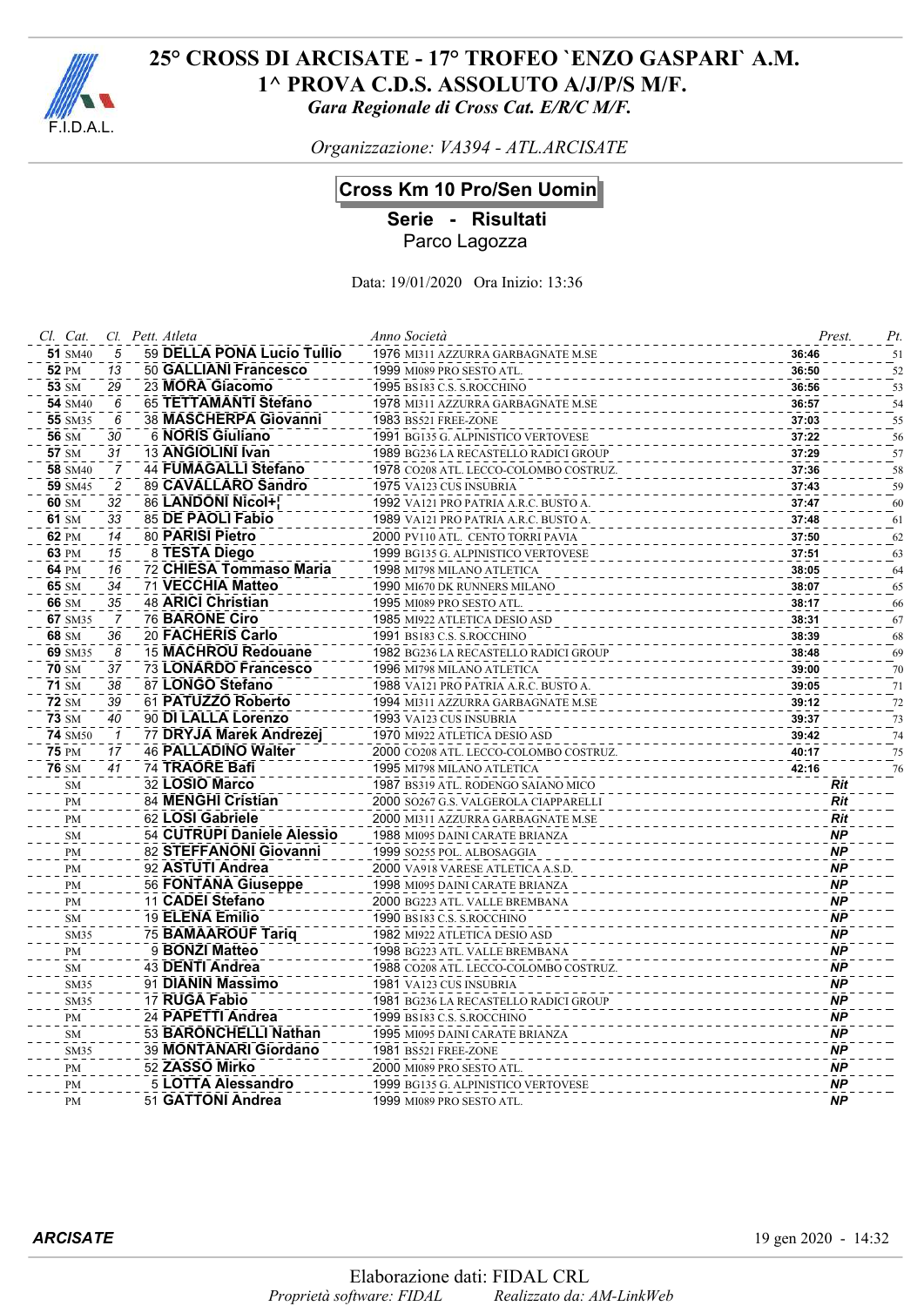# 25° CROSS DI ARCISATE - 17° TROFEO `ENZO GASPARI` A.M.

## 1^ PROVA C.D.S. ASSOLUTO A/J/P/S M/F.

*Gara Regionale di Cross Cat. E/R/C M/F.*

*Organizzazione: VA394 - ATL.ARCISATE*

## Cross Km 10 Pro/Sen Uomin

**Serie - Risultati**

Parco Lagozza

Data: 19/01/2020 Ora Inizio: 13:36

| Cl. | Cat. | Cl. | Pett. | Atleta | Anno | Società | Prest. | Pt. |
|---|---|---|---|---|---|---|---|---|
| **51** | SM40 | 5 | 59 | **DELLA PONA Lucio Tullio** | 1976 | MI311 AZZURRA GARBAGNATE M.SE | **36:46** | 51 |
| **52** | PM | 13 | 50 | **GALLIANI Francesco** | 1999 | MI089 PRO SESTO ATL. | **36:50** | 52 |
| **53** | SM | 29 | 23 | **MORA Giacomo** | 1995 | BS183 C.S. S.ROCCHINO | **36:56** | 53 |
| **54** | SM40 | 6 | 65 | **TETTAMANTI Stefano** | 1978 | MI311 AZZURRA GARBAGNATE M.SE | **36:57** | 54 |
| **55** | SM35 | 6 | 38 | **MASCHERPA Giovanni** | 1983 | BS521 FREE-ZONE | **37:03** | 55 |
| **56** | SM | 30 | 6 | **NORIS Giuliano** | 1991 | BG135 G. ALPINISTICO VERTOVESE | **37:22** | 56 |
| **57** | SM | 31 | 13 | **ANGIOLINI Ivan** | 1989 | BG236 LA RECASTELLO RADICI GROUP | **37:29** | 57 |
| **58** | SM40 | 7 | 44 | **FUMAGALLI Stefano** | 1978 | CO208 ATL. LECCO-COLOMBO COSTRUZ. | **37:36** | 58 |
| **59** | SM45 | 2 | 89 | **CAVALLARO Sandro** | 1975 | VA123 CUS INSUBRIA | **37:43** | 59 |
| **60** | SM | 32 | 86 | **LANDONI Nicol+¦** | 1992 | VA121 PRO PATRIA A.R.C. BUSTO A. | **37:47** | 60 |
| **61** | SM | 33 | 85 | **DE PAOLI Fabio** | 1989 | VA121 PRO PATRIA A.R.C. BUSTO A. | **37:48** | 61 |
| **62** | PM | 14 | 80 | **PARISI Pietro** | 2000 | PV110 ATL. CENTO TORRI PAVIA | **37:50** | 62 |
| **63** | PM | 15 | 8 | **TESTA Diego** | 1999 | BG135 G. ALPINISTICO VERTOVESE | **37:51** | 63 |
| **64** | PM | 16 | 72 | **CHIESA Tommaso Maria** | 1998 | MI798 MILANO ATLETICA | **38:05** | 64 |
| **65** | SM | 34 | 71 | **VECCHIA Matteo** | 1990 | MI670 DK RUNNERS MILANO | **38:07** | 65 |
| **66** | SM | 35 | 48 | **ARICI Christian** | 1995 | MI089 PRO SESTO ATL. | **38:17** | 66 |
| **67** | SM35 | 7 | 76 | **BARONE Ciro** | 1985 | MI922 ATLETICA DESIO ASD | **38:31** | 67 |
| **68** | SM | 36 | 20 | **FACHERIS Carlo** | 1991 | BS183 C.S. S.ROCCHINO | **38:39** | 68 |
| **69** | SM35 | 8 | 15 | **MACHROU Redouane** | 1982 | BG236 LA RECASTELLO RADICI GROUP | **38:48** | 69 |
| **70** | SM | 37 | 73 | **LONARDO Francesco** | 1996 | MI798 MILANO ATLETICA | **39:00** | 70 |
| **71** | SM | 38 | 87 | **LONGO Stefano** | 1988 | VA121 PRO PATRIA A.R.C. BUSTO A. | **39:05** | 71 |
| **72** | SM | 39 | 61 | **PATUZZO Roberto** | 1994 | MI311 AZZURRA GARBAGNATE M.SE | **39:12** | 72 |
| **73** | SM | 40 | 90 | **DI LALLA Lorenzo** | 1993 | VA123 CUS INSUBRIA | **39:37** | 73 |
| **74** | SM50 | 1 | 77 | **DRYJA Marek Andrezej** | 1970 | MI922 ATLETICA DESIO ASD | **39:42** | 74 |
| **75** | PM | 17 | 46 | **PALLADINO Walter** | 2000 | CO208 ATL. LECCO-COLOMBO COSTRUZ. | **40:17** | 75 |
| **76** | SM | 41 | 74 | **TRAORE Bafi** | 1995 | MI798 MILANO ATLETICA | **42:16** | 76 |
| | SM | | 32 | **LOSIO Marco** | 1987 | BS319 ATL. RODENGO SAIANO MICO | ***Rit*** | |
| | PM | | 84 | **MENGHI Cristian** | 2000 | SO267 G.S. VALGEROLA CIAPPARELLI | ***Rit*** | |
| | PM | | 62 | **LOSI Gabriele** | 2000 | MI311 AZZURRA GARBAGNATE M.SE | ***Rit*** | |
| | SM | | 54 | **CUTRUPI Daniele Alessio** | 1988 | MI095 DAINI CARATE BRIANZA | ***NP*** | |
| | PM | | 82 | **STEFFANONI Giovanni** | 1999 | SO255 POL. ALBOSAGGIA | ***NP*** | |
| | PM | | 92 | **ASTUTI Andrea** | 2000 | VA918 VARESE ATLETICA A.S.D. | ***NP*** | |
| | PM | | 56 | **FONTANA Giuseppe** | 1998 | MI095 DAINI CARATE BRIANZA | ***NP*** | |
| | PM | | 11 | **CADEI Stefano** | 2000 | BG223 ATL. VALLE BREMBANA | ***NP*** | |
| | SM | | 19 | **ELENA Emilio** | 1990 | BS183 C.S. S.ROCCHINO | ***NP*** | |
| | SM35 | | 75 | **BAMAAROUF Tariq** | 1982 | MI922 ATLETICA DESIO ASD | ***NP*** | |
| | PM | | 9 | **BONZI Matteo** | 1998 | BG223 ATL. VALLE BREMBANA | ***NP*** | |
| | SM | | 43 | **DENTI Andrea** | 1988 | CO208 ATL. LECCO-COLOMBO COSTRUZ. | ***NP*** | |
| | SM35 | | 91 | **DIANIN Massimo** | 1981 | VA123 CUS INSUBRIA | ***NP*** | |
| | SM35 | | 17 | **RUGA Fabio** | 1981 | BG236 LA RECASTELLO RADICI GROUP | ***NP*** | |
| | PM | | 24 | **PAPETTI Andrea** | 1999 | BS183 C.S. S.ROCCHINO | ***NP*** | |
| | SM | | 53 | **BARONCHELLI Nathan** | 1995 | MI095 DAINI CARATE BRIANZA | ***NP*** | |
| | SM35 | | 39 | **MONTANARI Giordano** | 1981 | BS521 FREE-ZONE | ***NP*** | |
| | PM | | 52 | **ZASSO Mirko** | 2000 | MI089 PRO SESTO ATL. | ***NP*** | |
| | PM | | 5 | **LOTTA Alessandro** | 1999 | BG135 G. ALPINISTICO VERTOVESE | ***NP*** | |
| | PM | | 51 | **GATTONI Andrea** | 1999 | MI089 PRO SESTO ATL. | ***NP*** | |

***ARCISATE*** 19 gen 2020 - 14:32

Elaborazione dati: FIDAL CRL

*Proprietà software: FIDAL* *Realizzato da: AM-LinkWeb*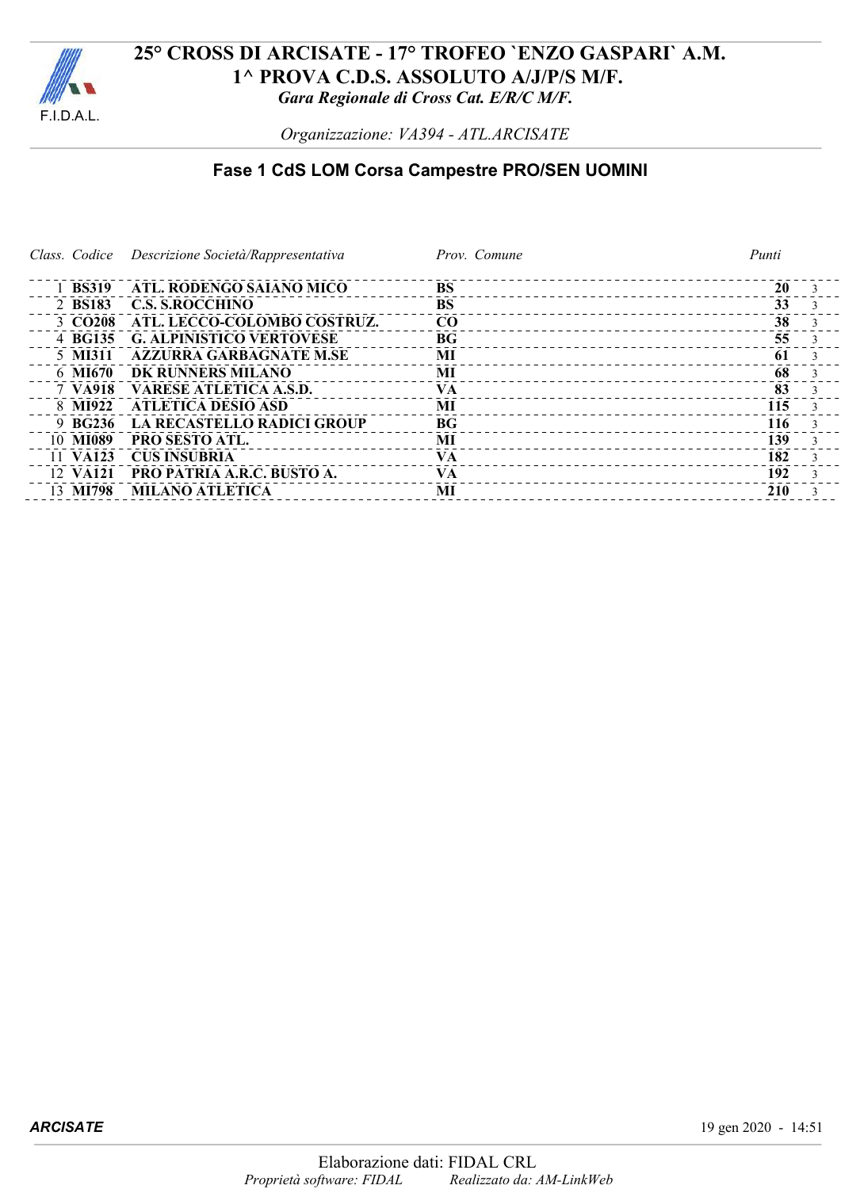# 25° CROSS DI ARCISATE - 17° TROFEO `ENZO GASPARI` A.M.
## 1^ PROVA C.D.S. ASSOLUTO A/J/P/S M/F.
*Gara Regionale di Cross Cat. E/R/C M/F.*

*Organizzazione: VA394 - ATL.ARCISATE*

### Fase 1 CdS LOM Corsa Campestre PRO/SEN UOMINI

| Class. | Codice | Descrizione Società/Rappresentativa | Prov. | Comune | Punti | |
|---|---|---|---|---|---|---|
| 1 | **BS319** | **ATL. RODENGO SAIANO MICO** | **BS** | | **20** | 3 |
| 2 | **BS183** | **C.S. S.ROCCHINO** | **BS** | | **33** | 3 |
| 3 | **CO208** | **ATL. LECCO-COLOMBO COSTRUZ.** | **CO** | | **38** | 3 |
| 4 | **BG135** | **G. ALPINISTICO VERTOVESE** | **BG** | | **55** | 3 |
| 5 | **MI311** | **AZZURRA GARBAGNATE M.SE** | **MI** | | **61** | 3 |
| 6 | **MI670** | **DK RUNNERS MILANO** | **MI** | | **68** | 3 |
| 7 | **VA918** | **VARESE ATLETICA A.S.D.** | **VA** | | **83** | 3 |
| 8 | **MI922** | **ATLETICA DESIO ASD** | **MI** | | **115** | 3 |
| 9 | **BG236** | **LA RECASTELLO RADICI GROUP** | **BG** | | **116** | 3 |
| 10 | **MI089** | **PRO SESTO ATL.** | **MI** | | **139** | 3 |
| 11 | **VA123** | **CUS INSUBRIA** | **VA** | | **182** | 3 |
| 12 | **VA121** | **PRO PATRIA A.R.C. BUSTO A.** | **VA** | | **192** | 3 |
| 13 | **MI798** | **MILANO ATLETICA** | **MI** | | **210** | 3 |

***ARCISATE*** 19 gen 2020 - 14:51

Elaborazione dati: FIDAL CRL
*Proprietà software: FIDAL* *Realizzato da: AM-LinkWeb*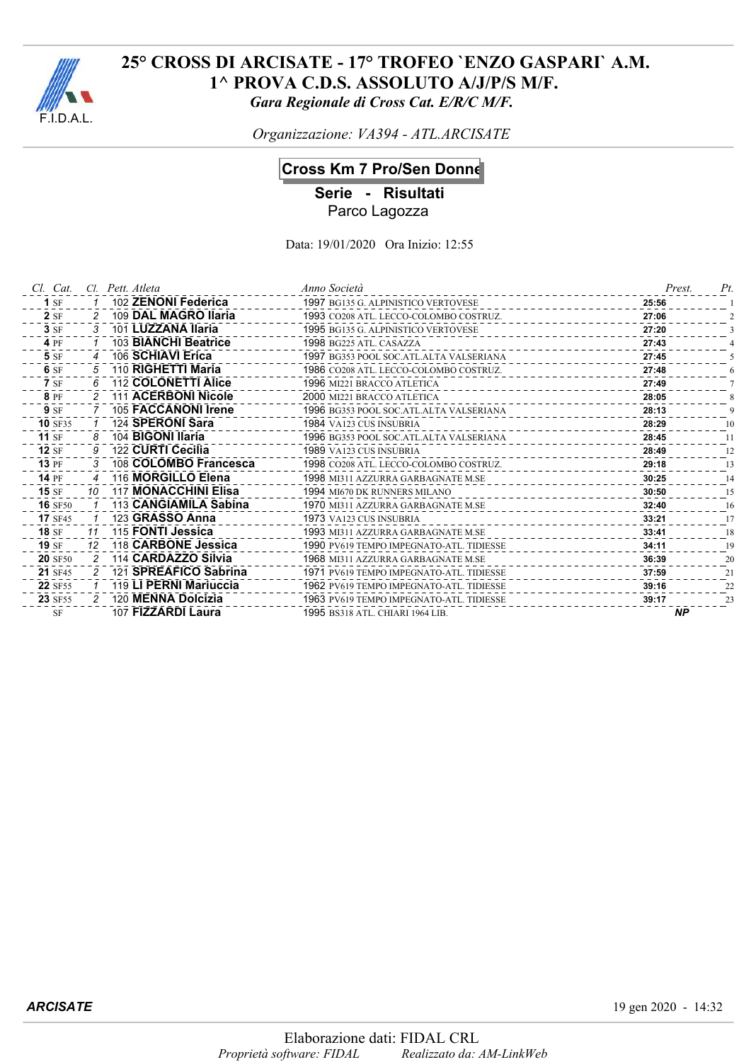# 25° CROSS DI ARCISATE - 17° TROFEO `ENZO GASPARI` A.M.
## 1^ PROVA C.D.S. ASSOLUTO A/J/P/S M/F.
*Gara Regionale di Cross Cat. E/R/C M/F.*

*Organizzazione: VA394 - ATL.ARCISATE*

### Cross Km 7 Pro/Sen Donne

**Serie - Risultati**
Parco Lagozza

Data: 19/01/2020 Ora Inizio: 12:55

| Cl. | Cat. | Cl. | Pett. | Atleta | Anno | Società | Prest. | Pt. |
|---|---|---|---|---|---|---|---|---|
| **1** | SF | 1 | 102 | **ZENONI Federica** | 1997 | BG135 G. ALPINISTICO VERTOVESE | **25:56** | 1 |
| **2** | SF | 2 | 109 | **DAL MAGRO Ilaria** | 1993 | CO208 ATL. LECCO-COLOMBO COSTRUZ. | **27:06** | 2 |
| **3** | SF | 3 | 101 | **LUZZANA Ilaria** | 1995 | BG135 G. ALPINISTICO VERTOVESE | **27:20** | 3 |
| **4** | PF | 1 | 103 | **BIANCHI Beatrice** | 1998 | BG225 ATL. CASAZZA | **27:43** | 4 |
| **5** | SF | 4 | 106 | **SCHIAVI Erica** | 1997 | BG353 POOL SOC.ATL.ALTA VALSERIANA | **27:45** | 5 |
| **6** | SF | 5 | 110 | **RIGHETTI Maria** | 1986 | CO208 ATL. LECCO-COLOMBO COSTRUZ. | **27:48** | 6 |
| **7** | SF | 6 | 112 | **COLONETTI Alice** | 1996 | MI221 BRACCO ATLETICA | **27:49** | 7 |
| **8** | PF | 2 | 111 | **ACERBONI Nicole** | 2000 | MI221 BRACCO ATLETICA | **28:05** | 8 |
| **9** | SF | 7 | 105 | **FACCANONI Irene** | 1996 | BG353 POOL SOC.ATL.ALTA VALSERIANA | **28:13** | 9 |
| **10** | SF35 | 1 | 124 | **SPERONI Sara** | 1984 | VA123 CUS INSUBRIA | **28:29** | 10 |
| **11** | SF | 8 | 104 | **BIGONI Ilaria** | 1996 | BG353 POOL SOC.ATL.ALTA VALSERIANA | **28:45** | 11 |
| **12** | SF | 9 | 122 | **CURTI Cecilia** | 1989 | VA123 CUS INSUBRIA | **28:49** | 12 |
| **13** | PF | 3 | 108 | **COLOMBO Francesca** | 1998 | CO208 ATL. LECCO-COLOMBO COSTRUZ. | **29:18** | 13 |
| **14** | PF | 4 | 116 | **MORGILLO Elena** | 1998 | MI311 AZZURRA GARBAGNATE M.SE | **30:25** | 14 |
| **15** | SF | 10 | 117 | **MONACCHINI Elisa** | 1994 | MI670 DK RUNNERS MILANO | **30:50** | 15 |
| **16** | SF50 | 1 | 113 | **CANGIAMILA Sabina** | 1970 | MI311 AZZURRA GARBAGNATE M.SE | **32:40** | 16 |
| **17** | SF45 | 1 | 123 | **GRASSO Anna** | 1973 | VA123 CUS INSUBRIA | **33:21** | 17 |
| **18** | SF | 11 | 115 | **FONTI Jessica** | 1993 | MI311 AZZURRA GARBAGNATE M.SE | **33:41** | 18 |
| **19** | SF | 12 | 118 | **CARBONE Jessica** | 1990 | PV619 TEMPO IMPEGNATO-ATL. TIDIESSE | **34:11** | 19 |
| **20** | SF50 | 2 | 114 | **CARDAZZO Silvia** | 1968 | MI311 AZZURRA GARBAGNATE M.SE | **36:39** | 20 |
| **21** | SF45 | 2 | 121 | **SPREAFICO Sabrina** | 1971 | PV619 TEMPO IMPEGNATO-ATL. TIDIESSE | **37:59** | 21 |
| **22** | SF55 | 1 | 119 | **LI PERNI Mariuccia** | 1962 | PV619 TEMPO IMPEGNATO-ATL. TIDIESSE | **39:16** | 22 |
| **23** | SF55 | 2 | 120 | **MENNA Dolcizia** | 1963 | PV619 TEMPO IMPEGNATO-ATL. TIDIESSE | **39:17** | 23 |
| | SF | | 107 | **FIZZARDI Laura** | 1995 | BS318 ATL. CHIARI 1964 LIB. | ***NP*** | |

***ARCISATE*** 19 gen 2020 - 14:32

Elaborazione dati: FIDAL CRL
*Proprietà software: FIDAL* *Realizzato da: AM-LinkWeb*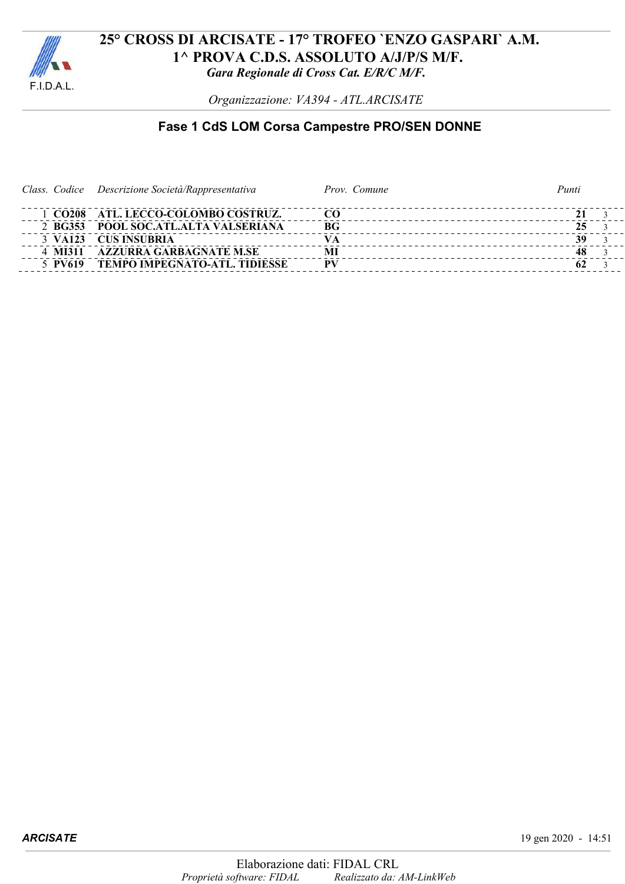# 25° CROSS DI ARCISATE - 17° TROFEO `ENZO GASPARI` A.M.

# 1^ PROVA C.D.S. ASSOLUTO A/J/P/S M/F.

*Gara Regionale di Cross Cat. E/R/C M/F.*

*Organizzazione: VA394 - ATL.ARCISATE*

## Fase 1 CdS LOM Corsa Campestre PRO/SEN DONNE

| Class. | Codice | Descrizione Società/Rappresentativa | Prov. | Comune | Punti | |
|---|---|---|---|---|---|---|
| 1 | **CO208** | **ATL. LECCO-COLOMBO COSTRUZ.** | **CO** | | **21** | 3 |
| 2 | **BG353** | **POOL SOC.ATL.ALTA VALSERIANA** | **BG** | | **25** | 3 |
| 3 | **VA123** | **CUS INSUBRIA** | **VA** | | **39** | 3 |
| 4 | **MI311** | **AZZURRA GARBAGNATE M.SE** | **MI** | | **48** | 3 |
| 5 | **PV619** | **TEMPO IMPEGNATO-ATL. TIDIESSE** | **PV** | | **62** | 3 |

***ARCISATE*** 19 gen 2020 - 14:51

Elaborazione dati: FIDAL CRL

*Proprietà software: FIDAL* *Realizzato da: AM-LinkWeb*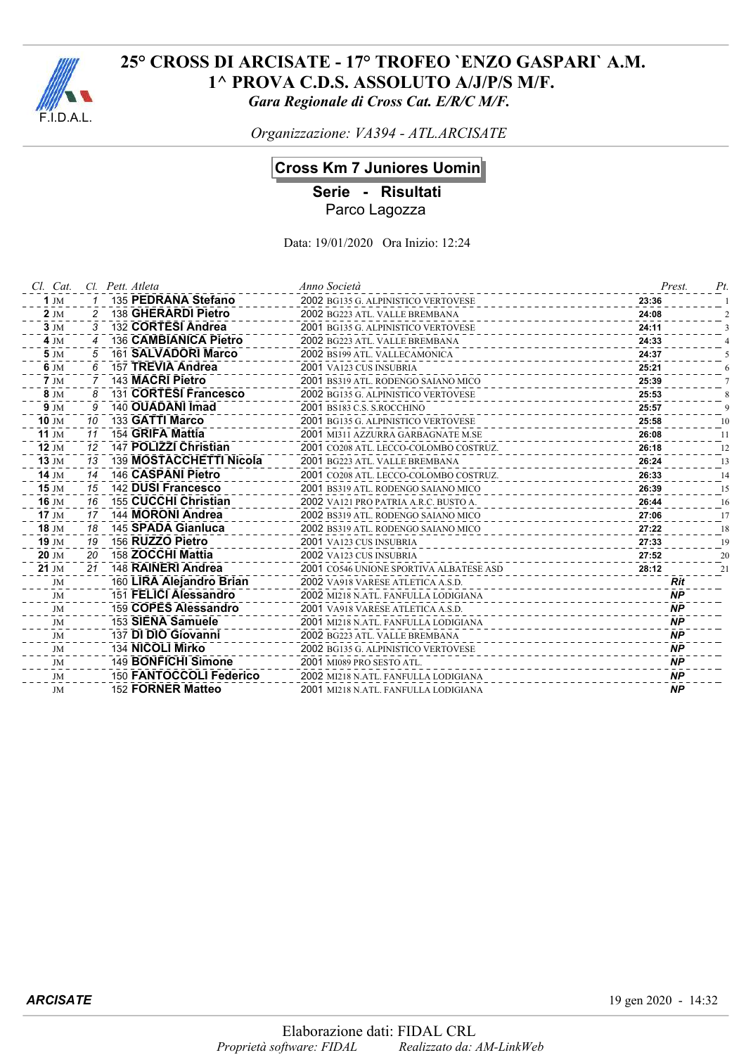# 25° CROSS DI ARCISATE - 17° TROFEO `ENZO GASPARI` A.M.
# 1^ PROVA C.D.S. ASSOLUTO A/J/P/S M/F.

*Gara Regionale di Cross Cat. E/R/C M/F.*

*Organizzazione: VA394 - ATL.ARCISATE*

## Cross Km 7 Juniores Uomin

**Serie - Risultati**

Parco Lagozza

Data: 19/01/2020 Ora Inizio: 12:24

| Cl. | Cat. | Cl. | Pett. | Atleta | Anno | Società | Prest. | Pt. |
|---|---|---|---|---|---|---|---|---|
| **1** | JM | 1 | 135 | **PEDRANA Stefano** | 2002 | BG135 G. ALPINISTICO VERTOVESE | **23:36** | 1 |
| **2** | JM | 2 | 138 | **GHERARDI Pietro** | 2002 | BG223 ATL. VALLE BREMBANA | **24:08** | 2 |
| **3** | JM | 3 | 132 | **CORTESI Andrea** | 2001 | BG135 G. ALPINISTICO VERTOVESE | **24:11** | 3 |
| **4** | JM | 4 | 136 | **CAMBIANICA Pietro** | 2002 | BG223 ATL. VALLE BREMBANA | **24:33** | 4 |
| **5** | JM | 5 | 161 | **SALVADORI Marco** | 2002 | BS199 ATL. VALLECAMONICA | **24:37** | 5 |
| **6** | JM | 6 | 157 | **TREVIA Andrea** | 2001 | VA123 CUS INSUBRIA | **25:21** | 6 |
| **7** | JM | 7 | 143 | **MACRI Pietro** | 2001 | BS319 ATL. RODENGO SAIANO MICO | **25:39** | 7 |
| **8** | JM | 8 | 131 | **CORTESI Francesco** | 2002 | BG135 G. ALPINISTICO VERTOVESE | **25:53** | 8 |
| **9** | JM | 9 | 140 | **OUADANI Imad** | 2001 | BS183 C.S. S.ROCCHINO | **25:57** | 9 |
| **10** | JM | 10 | 133 | **GATTI Marco** | 2001 | BG135 G. ALPINISTICO VERTOVESE | **25:58** | 10 |
| **11** | JM | 11 | 154 | **GRIFA Mattia** | 2001 | MI311 AZZURRA GARBAGNATE M.SE | **26:08** | 11 |
| **12** | JM | 12 | 147 | **POLIZZI Christian** | 2001 | CO208 ATL. LECCO-COLOMBO COSTRUZ. | **26:18** | 12 |
| **13** | JM | 13 | 139 | **MOSTACCHETTI Nicola** | 2001 | BG223 ATL. VALLE BREMBANA | **26:24** | 13 |
| **14** | JM | 14 | 146 | **CASPANI Pietro** | 2001 | CO208 ATL. LECCO-COLOMBO COSTRUZ. | **26:33** | 14 |
| **15** | JM | 15 | 142 | **DUSI Francesco** | 2001 | BS319 ATL. RODENGO SAIANO MICO | **26:39** | 15 |
| **16** | JM | 16 | 155 | **CUCCHI Christian** | 2002 | VA121 PRO PATRIA A.R.C. BUSTO A. | **26:44** | 16 |
| **17** | JM | 17 | 144 | **MORONI Andrea** | 2002 | BS319 ATL. RODENGO SAIANO MICO | **27:06** | 17 |
| **18** | JM | 18 | 145 | **SPADA Gianluca** | 2002 | BS319 ATL. RODENGO SAIANO MICO | **27:22** | 18 |
| **19** | JM | 19 | 156 | **RUZZO Pietro** | 2001 | VA123 CUS INSUBRIA | **27:33** | 19 |
| **20** | JM | 20 | 158 | **ZOCCHI Mattia** | 2002 | VA123 CUS INSUBRIA | **27:52** | 20 |
| **21** | JM | 21 | 148 | **RAINERI Andrea** | 2001 | CO546 UNIONE SPORTIVA ALBATESE ASD | **28:12** | 21 |
| | JM | | 160 | **LIRA Alejandro Brian** | 2002 | VA918 VARESE ATLETICA A.S.D. | ***Rit*** | |
| | JM | | 151 | **FELICI Alessandro** | 2002 | MI218 N.ATL. FANFULLA LODIGIANA | ***NP*** | |
| | JM | | 159 | **COPES Alessandro** | 2001 | VA918 VARESE ATLETICA A.S.D. | ***NP*** | |
| | JM | | 153 | **SIENA Samuele** | 2001 | MI218 N.ATL. FANFULLA LODIGIANA | ***NP*** | |
| | JM | | 137 | **DI DIO Giovanni** | 2002 | BG223 ATL. VALLE BREMBANA | ***NP*** | |
| | JM | | 134 | **NICOLI Mirko** | 2002 | BG135 G. ALPINISTICO VERTOVESE | ***NP*** | |
| | JM | | 149 | **BONFICHI Simone** | 2001 | MI089 PRO SESTO ATL. | ***NP*** | |
| | JM | | 150 | **FANTOCCOLI Federico** | 2002 | MI218 N.ATL. FANFULLA LODIGIANA | ***NP*** | |
| | JM | | 152 | **FORNER Matteo** | 2001 | MI218 N.ATL. FANFULLA LODIGIANA | ***NP*** | |

***ARCISATE*** 19 gen 2020 - 14:32

Elaborazione dati: FIDAL CRL

*Proprietà software: FIDAL* *Realizzato da: AM-LinkWeb*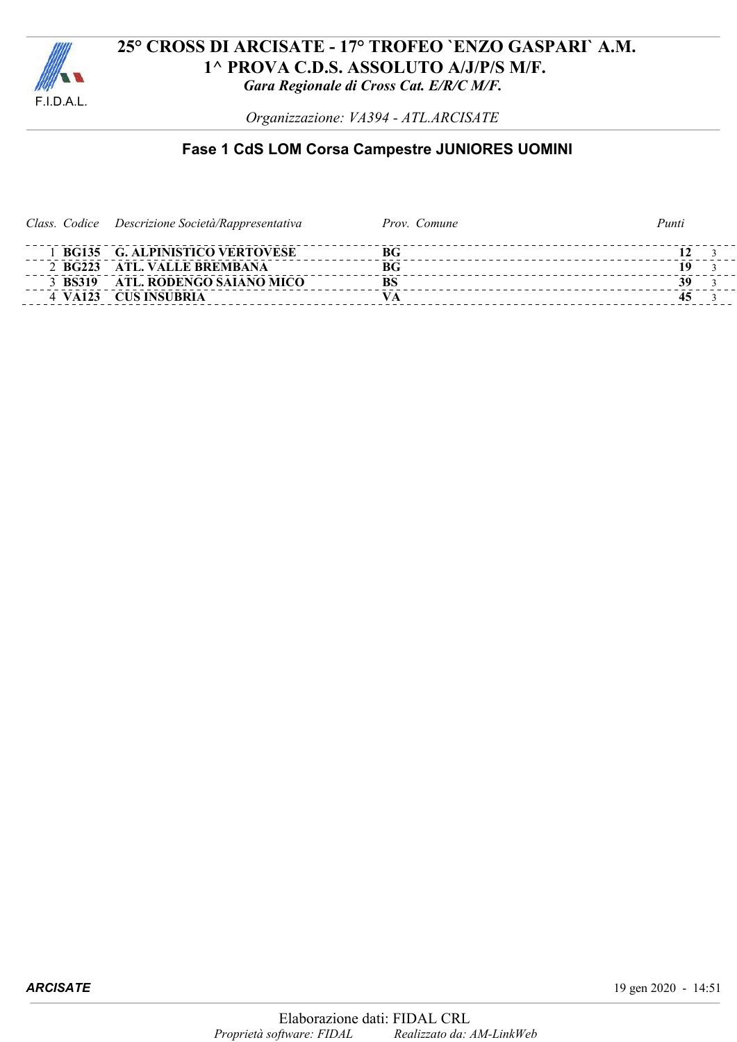F.I.D.A.L.

# 25° CROSS DI ARCISATE - 17° TROFEO `ENZO GASPARI` A.M.

# 1^ PROVA C.D.S. ASSOLUTO A/J/P/S M/F.

***Gara Regionale di Cross Cat. E/R/C M/F.***

*Organizzazione: VA394 - ATL.ARCISATE*

## Fase 1 CdS LOM Corsa Campestre JUNIORES UOMINI

| *Class.* | *Codice* | *Descrizione Società/Rappresentativa* | *Prov.* | *Comune* | *Punti* | |
|---|---|---|---|---|---|---|
| 1 | **BG135** | **G. ALPINISTICO VERTOVESE** | **BG** | | **12** | 3 |
| 2 | **BG223** | **ATL. VALLE BREMBANA** | **BG** | | **19** | 3 |
| 3 | **BS319** | **ATL. RODENGO SAIANO MICO** | **BS** | | **39** | 3 |
| 4 | **VA123** | **CUS INSUBRIA** | **VA** | | **45** | 3 |

***ARCISATE*** 19 gen 2020 - 14:51

Elaborazione dati: FIDAL CRL

*Proprietà software: FIDAL* *Realizzato da: AM-LinkWeb*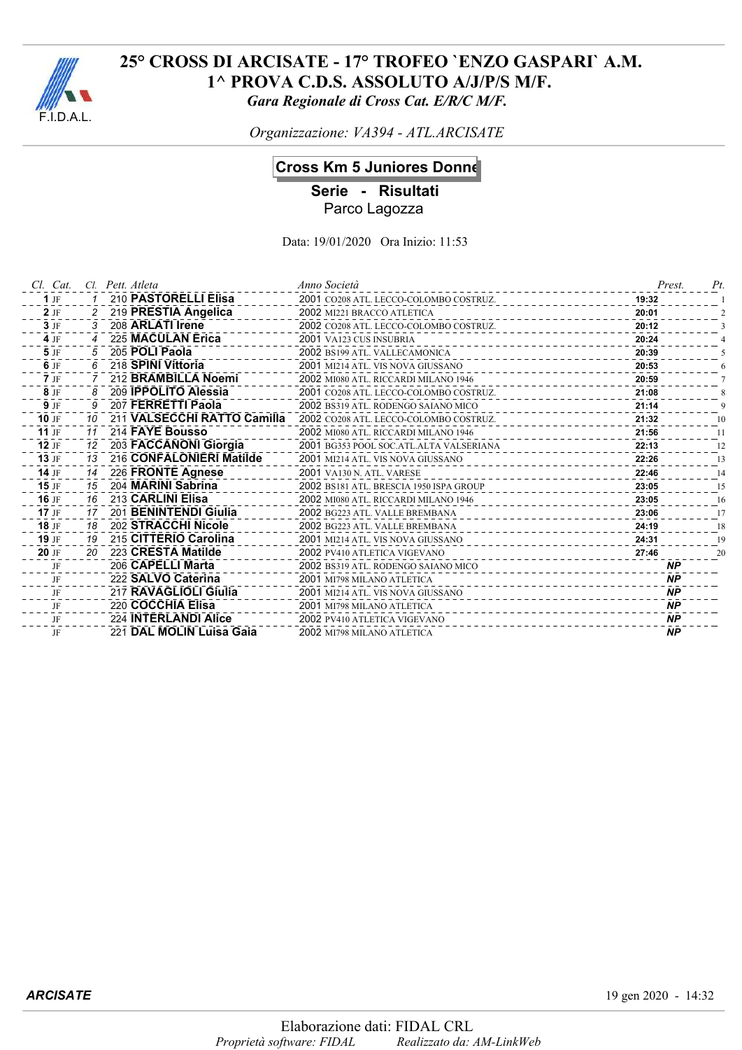# 25° CROSS DI ARCISATE - 17° TROFEO `ENZO GASPARI` A.M.

## 1^ PROVA C.D.S. ASSOLUTO A/J/P/S M/F.

*Gara Regionale di Cross Cat. E/R/C M/F.*

*Organizzazione: VA394 - ATL.ARCISATE*

### Cross Km 5 Juniores Donne

**Serie - Risultati**

Parco Lagozza

Data: 19/01/2020 Ora Inizio: 11:53

| Cl. | Cat. | Cl. | Pett. | Atleta | Anno | Società | Prest. | Pt. |
|---|---|---|---|---|---|---|---|---|
| 1 | JF | 1 | 210 | **PASTORELLI Elisa** | 2001 | CO208 ATL. LECCO-COLOMBO COSTRUZ. | 19:32 | 1 |
| 2 | JF | 2 | 219 | **PRESTIA Angelica** | 2002 | MI221 BRACCO ATLETICA | 20:01 | 2 |
| 3 | JF | 3 | 208 | **ARLATI Irene** | 2002 | CO208 ATL. LECCO-COLOMBO COSTRUZ. | 20:12 | 3 |
| 4 | JF | 4 | 225 | **MACULAN Erica** | 2001 | VA123 CUS INSUBRIA | 20:24 | 4 |
| 5 | JF | 5 | 205 | **POLI Paola** | 2002 | BS199 ATL. VALLECAMONICA | 20:39 | 5 |
| 6 | JF | 6 | 218 | **SPINI Vittoria** | 2001 | MI214 ATL. VIS NOVA GIUSSANO | 20:53 | 6 |
| 7 | JF | 7 | 212 | **BRAMBILLA Noemi** | 2002 | MI080 ATL. RICCARDI MILANO 1946 | 20:59 | 7 |
| 8 | JF | 8 | 209 | **IPPOLITO Alessia** | 2001 | CO208 ATL. LECCO-COLOMBO COSTRUZ. | 21:08 | 8 |
| 9 | JF | 9 | 207 | **FERRETTI Paola** | 2002 | BS319 ATL. RODENGO SAIANO MICO | 21:14 | 9 |
| 10 | JF | 10 | 211 | **VALSECCHI RATTO Camilla** | 2002 | CO208 ATL. LECCO-COLOMBO COSTRUZ. | 21:32 | 10 |
| 11 | JF | 11 | 214 | **FAYE Bousso** | 2002 | MI080 ATL. RICCARDI MILANO 1946 | 21:56 | 11 |
| 12 | JF | 12 | 203 | **FACCANONI Giorgia** | 2001 | BG353 POOL SOC.ATL.ALTA VALSERIANA | 22:13 | 12 |
| 13 | JF | 13 | 216 | **CONFALONIERI Matilde** | 2001 | MI214 ATL. VIS NOVA GIUSSANO | 22:26 | 13 |
| 14 | JF | 14 | 226 | **FRONTE Agnese** | 2001 | VA130 N. ATL. VARESE | 22:46 | 14 |
| 15 | JF | 15 | 204 | **MARINI Sabrina** | 2002 | BS181 ATL. BRESCIA 1950 ISPA GROUP | 23:05 | 15 |
| 16 | JF | 16 | 213 | **CARLINI Elisa** | 2002 | MI080 ATL. RICCARDI MILANO 1946 | 23:05 | 16 |
| 17 | JF | 17 | 201 | **BENINTENDI Giulia** | 2002 | BG223 ATL. VALLE BREMBANA | 23:06 | 17 |
| 18 | JF | 18 | 202 | **STRACCHI Nicole** | 2002 | BG223 ATL. VALLE BREMBANA | 24:19 | 18 |
| 19 | JF | 19 | 215 | **CITTERIO Carolina** | 2001 | MI214 ATL. VIS NOVA GIUSSANO | 24:31 | 19 |
| 20 | JF | 20 | 223 | **CRESTA Matilde** | 2002 | PV410 ATLETICA VIGEVANO | 27:46 | 20 |
| | JF | | 206 | **CAPELLI Marta** | 2002 | BS319 ATL. RODENGO SAIANO MICO | NP | |
| | JF | | 222 | **SALVO Caterina** | 2001 | MI798 MILANO ATLETICA | NP | |
| | JF | | 217 | **RAVAGLIOLI Giulia** | 2001 | MI214 ATL. VIS NOVA GIUSSANO | NP | |
| | JF | | 220 | **COCCHIA Elisa** | 2001 | MI798 MILANO ATLETICA | NP | |
| | JF | | 224 | **INTERLANDI Alice** | 2002 | PV410 ATLETICA VIGEVANO | NP | |
| | JF | | 221 | **DAL MOLIN Luisa Gaia** | 2002 | MI798 MILANO ATLETICA | NP | |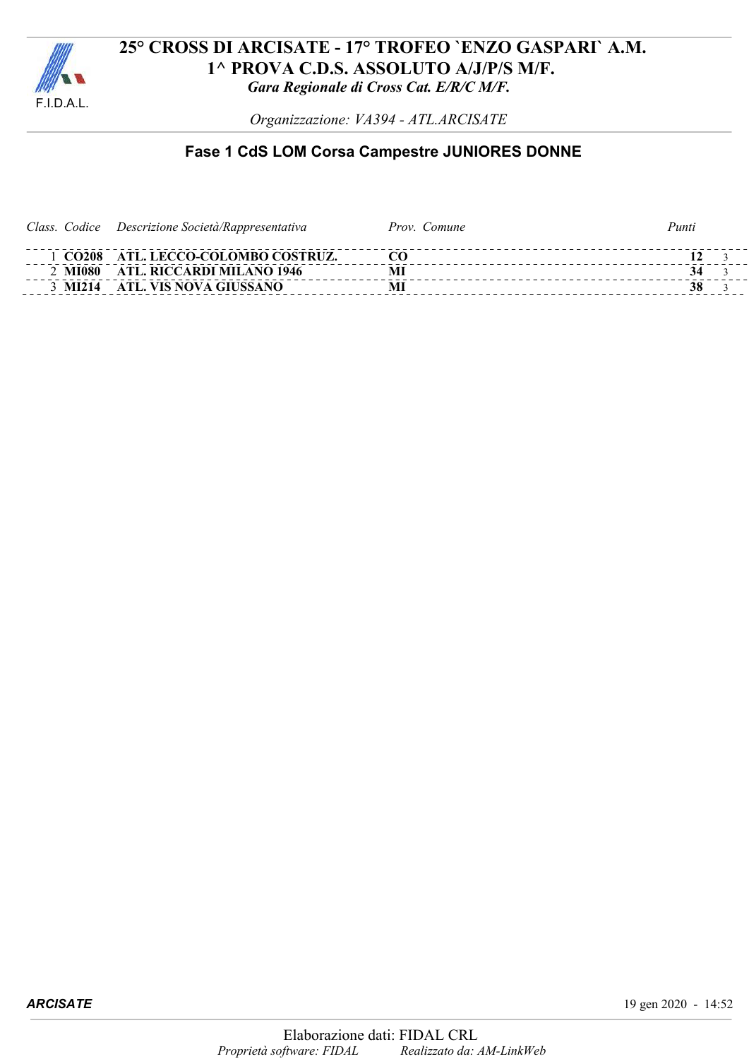# 25° CROSS DI ARCISATE - 17° TROFEO `ENZO GASPARI` A.M.
## 1^ PROVA C.D.S. ASSOLUTO A/J/P/S M/F.
*Gara Regionale di Cross Cat. E/R/C M/F.*

*Organizzazione: VA394 - ATL.ARCISATE*

## Fase 1 CdS LOM Corsa Campestre JUNIORES DONNE

| Class. | Codice | Descrizione Società/Rappresentativa | Prov. | Comune | Punti | |
|---|---|---|---|---|---|---|
| 1 | **CO208** | **ATL. LECCO-COLOMBO COSTRUZ.** | **CO** | | **12** | 3 |
| 2 | **MI080** | **ATL. RICCARDI MILANO 1946** | **MI** | | **34** | 3 |
| 3 | **MI214** | **ATL. VIS NOVA GIUSSANO** | **MI** | | **38** | 3 |

***ARCISATE*** 19 gen 2020 - 14:52

Elaborazione dati: FIDAL CRL
*Proprietà software: FIDAL* *Realizzato da: AM-LinkWeb*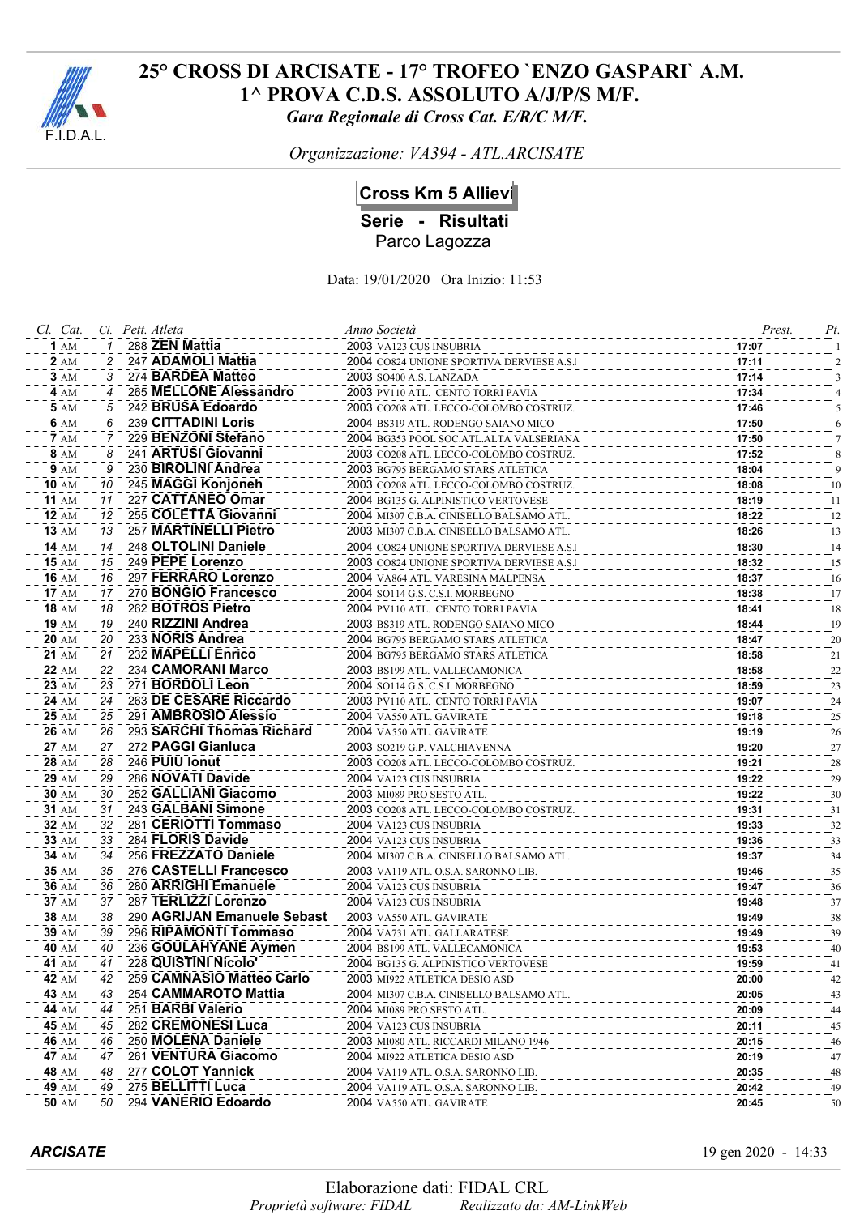# 25° CROSS DI ARCISATE - 17° TROFEO `ENZO GASPARI` A.M.

## 1^ PROVA C.D.S. ASSOLUTO A/J/P/S M/F.

*Gara Regionale di Cross Cat. E/R/C M/F.*

*Organizzazione: VA394 - ATL.ARCISATE*

### Cross Km 5 Allievi

**Serie - Risultati**

Parco Lagozza

Data: 19/01/2020 Ora Inizio: 11:53

| Cl. | Cat. | Cl. | Pett. | Atleta | Anno | Società | Prest. | Pt. |
|---|---|---|---|---|---|---|---|---|
| **1** | AM | 1 | 288 | **ZEN Mattia** | 2003 | VA123 CUS INSUBRIA | **17:07** | 1 |
| **2** | AM | 2 | 247 | **ADAMOLI Mattia** | 2004 | CO824 UNIONE SPORTIVA DERVIESE A.S.I | **17:11** | 2 |
| **3** | AM | 3 | 274 | **BARDEA Matteo** | 2003 | SO400 A.S. LANZADA | **17:14** | 3 |
| **4** | AM | 4 | 265 | **MELLONE Alessandro** | 2003 | PV110 ATL. CENTO TORRI PAVIA | **17:34** | 4 |
| **5** | AM | 5 | 242 | **BRUSA Edoardo** | 2003 | CO208 ATL. LECCO-COLOMBO COSTRUZ. | **17:46** | 5 |
| **6** | AM | 6 | 239 | **CITTADINI Loris** | 2004 | BS319 ATL. RODENGO SAIANO MICO | **17:50** | 6 |
| **7** | AM | 7 | 229 | **BENZONI Stefano** | 2004 | BG353 POOL SOC.ATL.ALTA VALSERIANA | **17:50** | 7 |
| **8** | AM | 8 | 241 | **ARTUSI Giovanni** | 2003 | CO208 ATL. LECCO-COLOMBO COSTRUZ. | **17:52** | 8 |
| **9** | AM | 9 | 230 | **BIROLINI Andrea** | 2003 | BG795 BERGAMO STARS ATLETICA | **18:04** | 9 |
| **10** | AM | 10 | 245 | **MAGGI Konjoneh** | 2003 | CO208 ATL. LECCO-COLOMBO COSTRUZ. | **18:08** | 10 |
| **11** | AM | 11 | 227 | **CATTANEO Omar** | 2004 | BG135 G. ALPINISTICO VERTOVESE | **18:19** | 11 |
| **12** | AM | 12 | 255 | **COLETTA Giovanni** | 2004 | MI307 C.B.A. CINISELLO BALSAMO ATL. | **18:22** | 12 |
| **13** | AM | 13 | 257 | **MARTINELLI Pietro** | 2003 | MI307 C.B.A. CINISELLO BALSAMO ATL. | **18:26** | 13 |
| **14** | AM | 14 | 248 | **OLTOLINI Daniele** | 2004 | CO824 UNIONE SPORTIVA DERVIESE A.S.I | **18:30** | 14 |
| **15** | AM | 15 | 249 | **PEPE Lorenzo** | 2003 | CO824 UNIONE SPORTIVA DERVIESE A.S.I | **18:32** | 15 |
| **16** | AM | 16 | 297 | **FERRARO Lorenzo** | 2004 | VA864 ATL. VARESINA MALPENSA | **18:37** | 16 |
| **17** | AM | 17 | 270 | **BONGIO Francesco** | 2004 | SO114 G.S. C.S.I. MORBEGNO | **18:38** | 17 |
| **18** | AM | 18 | 262 | **BOTROS Pietro** | 2004 | PV110 ATL. CENTO TORRI PAVIA | **18:41** | 18 |
| **19** | AM | 19 | 240 | **RIZZINI Andrea** | 2003 | BS319 ATL. RODENGO SAIANO MICO | **18:44** | 19 |
| **20** | AM | 20 | 233 | **NORIS Andrea** | 2004 | BG795 BERGAMO STARS ATLETICA | **18:47** | 20 |
| **21** | AM | 21 | 232 | **MAPELLI Enrico** | 2004 | BG795 BERGAMO STARS ATLETICA | **18:58** | 21 |
| **22** | AM | 22 | 234 | **CAMORANI Marco** | 2003 | BS199 ATL. VALLECAMONICA | **18:58** | 22 |
| **23** | AM | 23 | 271 | **BORDOLI Leon** | 2004 | SO114 G.S. C.S.I. MORBEGNO | **18:59** | 23 |
| **24** | AM | 24 | 263 | **DE CESARE Riccardo** | 2003 | PV110 ATL. CENTO TORRI PAVIA | **19:07** | 24 |
| **25** | AM | 25 | 291 | **AMBROSIO Alessio** | 2004 | VA550 ATL. GAVIRATE | **19:18** | 25 |
| **26** | AM | 26 | 293 | **SARCHI Thomas Richard** | 2004 | VA550 ATL. GAVIRATE | **19:19** | 26 |
| **27** | AM | 27 | 272 | **PAGGI Gianluca** | 2003 | SO219 G.P. VALCHIAVENNA | **19:20** | 27 |
| **28** | AM | 28 | 246 | **PUIU Ionut** | 2003 | CO208 ATL. LECCO-COLOMBO COSTRUZ. | **19:21** | 28 |
| **29** | AM | 29 | 286 | **NOVATI Davide** | 2004 | VA123 CUS INSUBRIA | **19:22** | 29 |
| **30** | AM | 30 | 252 | **GALLIANI Giacomo** | 2003 | MI089 PRO SESTO ATL. | **19:22** | 30 |
| **31** | AM | 31 | 243 | **GALBANI Simone** | 2003 | CO208 ATL. LECCO-COLOMBO COSTRUZ. | **19:31** | 31 |
| **32** | AM | 32 | 281 | **CERIOTTI Tommaso** | 2004 | VA123 CUS INSUBRIA | **19:33** | 32 |
| **33** | AM | 33 | 284 | **FLORIS Davide** | 2004 | VA123 CUS INSUBRIA | **19:36** | 33 |
| **34** | AM | 34 | 256 | **FREZZATO Daniele** | 2004 | MI307 C.B.A. CINISELLO BALSAMO ATL. | **19:37** | 34 |
| **35** | AM | 35 | 276 | **CASTELLI Francesco** | 2003 | VA119 ATL. O.S.A. SARONNO LIB. | **19:46** | 35 |
| **36** | AM | 36 | 280 | **ARRIGHI Emanuele** | 2004 | VA123 CUS INSUBRIA | **19:47** | 36 |
| **37** | AM | 37 | 287 | **TERLIZZI Lorenzo** | 2004 | VA123 CUS INSUBRIA | **19:48** | 37 |
| **38** | AM | 38 | 290 | **AGRIJAN Emanuele Sebast** | 2003 | VA550 ATL. GAVIRATE | **19:49** | 38 |
| **39** | AM | 39 | 296 | **RIPAMONTI Tommaso** | 2004 | VA731 ATL. GALLARATESE | **19:49** | 39 |
| **40** | AM | 40 | 236 | **GOULAHYANE Aymen** | 2004 | BS199 ATL. VALLECAMONICA | **19:53** | 40 |
| **41** | AM | 41 | 228 | **QUISTINI Nicolo'** | 2004 | BG135 G. ALPINISTICO VERTOVESE | **19:59** | 41 |
| **42** | AM | 42 | 259 | **CAMNASIO Matteo Carlo** | 2003 | MI922 ATLETICA DESIO ASD | **20:00** | 42 |
| **43** | AM | 43 | 254 | **CAMMAROTO Mattia** | 2004 | MI307 C.B.A. CINISELLO BALSAMO ATL. | **20:05** | 43 |
| **44** | AM | 44 | 251 | **BARBI Valerio** | 2004 | MI089 PRO SESTO ATL. | **20:09** | 44 |
| **45** | AM | 45 | 282 | **CREMONESI Luca** | 2004 | VA123 CUS INSUBRIA | **20:11** | 45 |
| **46** | AM | 46 | 250 | **MOLENA Daniele** | 2003 | MI080 ATL. RICCARDI MILANO 1946 | **20:15** | 46 |
| **47** | AM | 47 | 261 | **VENTURA Giacomo** | 2004 | MI922 ATLETICA DESIO ASD | **20:19** | 47 |
| **48** | AM | 48 | 277 | **COLOT Yannick** | 2004 | VA119 ATL. O.S.A. SARONNO LIB. | **20:35** | 48 |
| **49** | AM | 49 | 275 | **BELLITTI Luca** | 2004 | VA119 ATL. O.S.A. SARONNO LIB. | **20:42** | 49 |
| **50** | AM | 50 | 294 | **VANERIO Edoardo** | 2004 | VA550 ATL. GAVIRATE | **20:45** | 50 |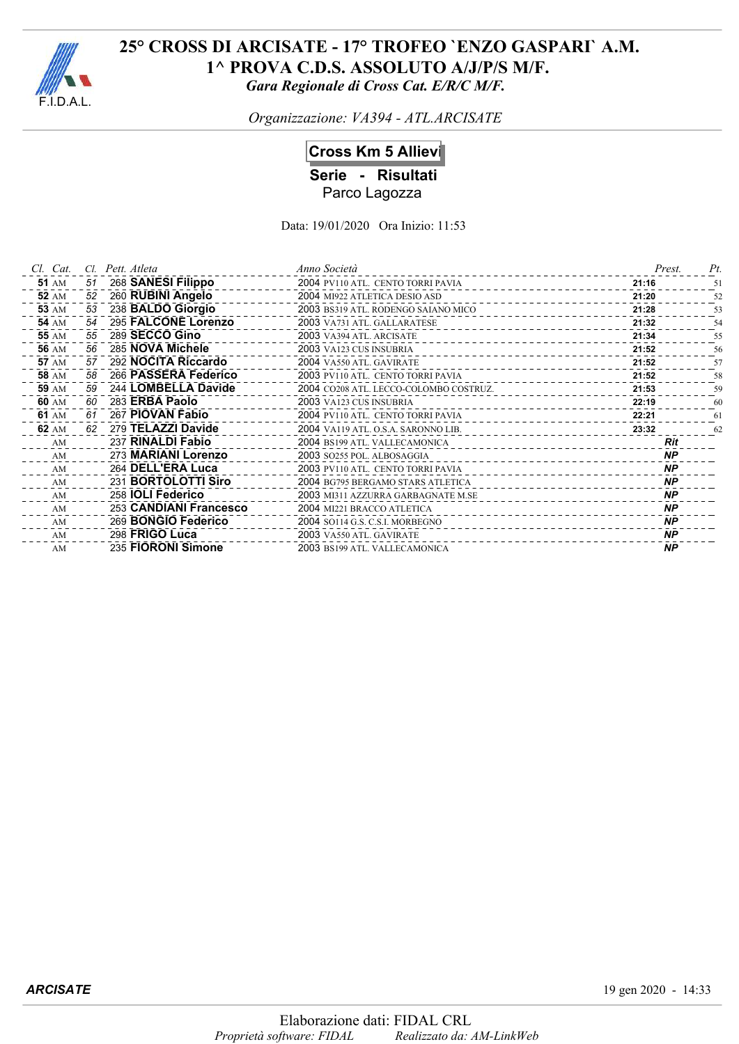# 25° CROSS DI ARCISATE - 17° TROFEO `ENZO GASPARI` A.M.

## 1^ PROVA C.D.S. ASSOLUTO A/J/P/S M/F.

*Gara Regionale di Cross Cat. E/R/C M/F.*

*Organizzazione: VA394 - ATL.ARCISATE*

### Cross Km 5 Allievi

**Serie - Risultati**

Parco Lagozza

Data: 19/01/2020 Ora Inizio: 11:53

| Cl. | Cat. | Cl. | Pett. | Atleta | Anno | Società | Prest. | Pt. |
|---|---|---|---|---|---|---|---|---|
| **51** | AM | 51 | 268 | **SANESI Filippo** | 2004 | PV110 ATL. CENTO TORRI PAVIA | **21:16** | 51 |
| **52** | AM | 52 | 260 | **RUBINI Angelo** | 2004 | MI922 ATLETICA DESIO ASD | **21:20** | 52 |
| **53** | AM | 53 | 238 | **BALDO Giorgio** | 2003 | BS319 ATL. RODENGO SAIANO MICO | **21:28** | 53 |
| **54** | AM | 54 | 295 | **FALCONE Lorenzo** | 2003 | VA731 ATL. GALLARATESE | **21:32** | 54 |
| **55** | AM | 55 | 289 | **SECCO Gino** | 2003 | VA394 ATL. ARCISATE | **21:34** | 55 |
| **56** | AM | 56 | 285 | **NOVA Michele** | 2003 | VA123 CUS INSUBRIA | **21:52** | 56 |
| **57** | AM | 57 | 292 | **NOCITA Riccardo** | 2004 | VA550 ATL. GAVIRATE | **21:52** | 57 |
| **58** | AM | 58 | 266 | **PASSERA Federico** | 2003 | PV110 ATL. CENTO TORRI PAVIA | **21:52** | 58 |
| **59** | AM | 59 | 244 | **LOMBELLA Davide** | 2004 | CO208 ATL. LECCO-COLOMBO COSTRUZ. | **21:53** | 59 |
| **60** | AM | 60 | 283 | **ERBA Paolo** | 2003 | VA123 CUS INSUBRIA | **22:19** | 60 |
| **61** | AM | 61 | 267 | **PIOVAN Fabio** | 2004 | PV110 ATL. CENTO TORRI PAVIA | **22:21** | 61 |
| **62** | AM | 62 | 279 | **TELAZZI Davide** | 2004 | VA119 ATL. O.S.A. SARONNO LIB. | **23:32** | 62 |
| | AM | | 237 | **RINALDI Fabio** | 2004 | BS199 ATL. VALLECAMONICA | ***Rit*** | |
| | AM | | 273 | **MARIANI Lorenzo** | 2003 | SO255 POL. ALBOSAGGIA | ***NP*** | |
| | AM | | 264 | **DELL'ERA Luca** | 2003 | PV110 ATL. CENTO TORRI PAVIA | ***NP*** | |
| | AM | | 231 | **BORTOLOTTI Siro** | 2004 | BG795 BERGAMO STARS ATLETICA | ***NP*** | |
| | AM | | 258 | **IOLI Federico** | 2003 | MI311 AZZURRA GARBAGNATE M.SE | ***NP*** | |
| | AM | | 253 | **CANDIANI Francesco** | 2004 | MI221 BRACCO ATLETICA | ***NP*** | |
| | AM | | 269 | **BONGIO Federico** | 2004 | SO114 G.S. C.S.I. MORBEGNO | ***NP*** | |
| | AM | | 298 | **FRIGO Luca** | 2003 | VA550 ATL. GAVIRATE | ***NP*** | |
| | AM | | 235 | **FIORONI Simone** | 2003 | BS199 ATL. VALLECAMONICA | ***NP*** | |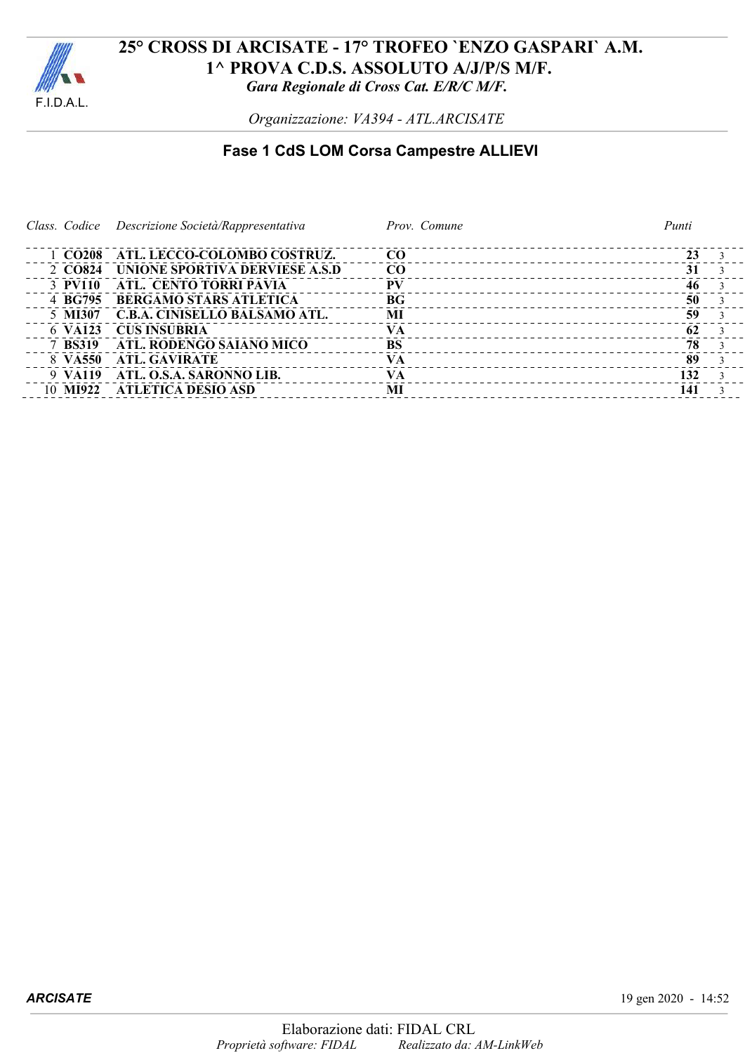F.I.D.A.L.

# 25° CROSS DI ARCISATE - 17° TROFEO `ENZO GASPARI` A.M.
## 1^ PROVA C.D.S. ASSOLUTO A/J/P/S M/F.
*Gara Regionale di Cross Cat. E/R/C M/F.*

*Organizzazione: VA394 - ATL.ARCISATE*

### Fase 1 CdS LOM Corsa Campestre ALLIEVI

| *Class.* | *Codice* | *Descrizione Società/Rappresentativa* | *Prov. Comune* | *Punti* | |
|---|---|---|---|---|---|
| 1 | **CO208** | **ATL. LECCO-COLOMBO COSTRUZ.** | **CO** | **23** | 3 |
| 2 | **CO824** | **UNIONE SPORTIVA DERVIESE A.S.D** | **CO** | **31** | 3 |
| 3 | **PV110** | **ATL. CENTO TORRI PAVIA** | **PV** | **46** | 3 |
| 4 | **BG795** | **BERGAMO STARS ATLETICA** | **BG** | **50** | 3 |
| 5 | **MI307** | **C.B.A. CINISELLO BALSAMO ATL.** | **MI** | **59** | 3 |
| 6 | **VA123** | **CUS INSUBRIA** | **VA** | **62** | 3 |
| 7 | **BS319** | **ATL. RODENGO SAIANO MICO** | **BS** | **78** | 3 |
| 8 | **VA550** | **ATL. GAVIRATE** | **VA** | **89** | 3 |
| 9 | **VA119** | **ATL. O.S.A. SARONNO LIB.** | **VA** | **132** | 3 |
| 10 | **MI922** | **ATLETICA DESIO ASD** | **MI** | **141** | 3 |

***ARCISATE*** 19 gen 2020 - 14:52

Elaborazione dati: FIDAL CRL
*Proprietà software: FIDAL* *Realizzato da: AM-LinkWeb*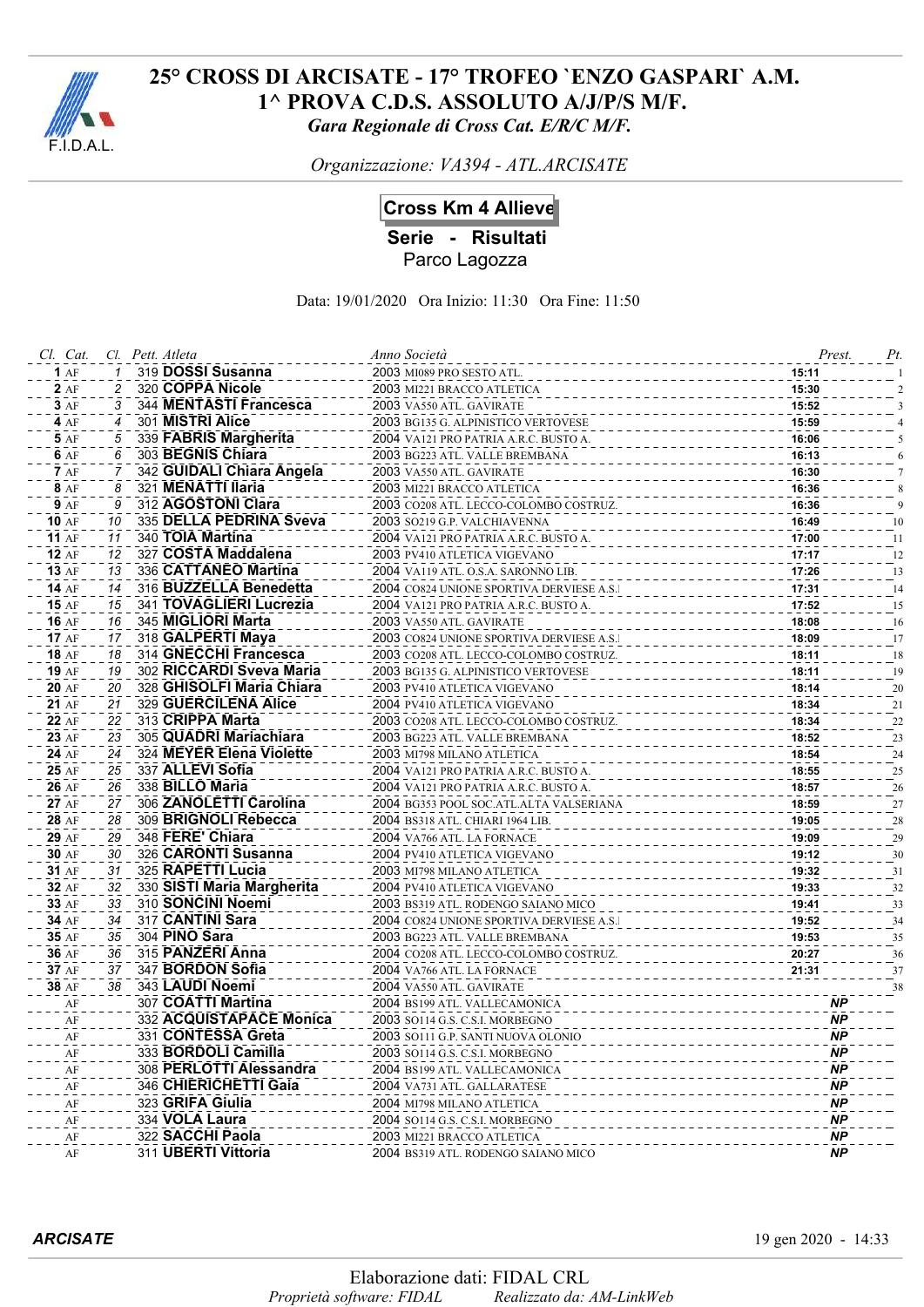# 25° CROSS DI ARCISATE - 17° TROFEO `ENZO GASPARI` A.M.
## 1^ PROVA C.D.S. ASSOLUTO A/J/P/S M/F.
*Gara Regionale di Cross Cat. E/R/C M/F.*

*Organizzazione: VA394 - ATL.ARCISATE*

## Cross Km 4 Allieve

### Serie - Risultati

Parco Lagozza

Data: 19/01/2020 Ora Inizio: 11:30 Ora Fine: 11:50

| Cl. | Cat. | Cl. | Pett. | Atleta | Anno | Società | Prest. | Pt. |
|---|---|---|---|---|---|---|---|---|
| 1 | AF | 1 | 319 | DOSSI Susanna | 2003 | MI089 PRO SESTO ATL. | 15:11 | 1 |
| 2 | AF | 2 | 320 | COPPA Nicole | 2003 | MI221 BRACCO ATLETICA | 15:30 | 2 |
| 3 | AF | 3 | 344 | MENTASTI Francesca | 2003 | VA550 ATL. GAVIRATE | 15:52 | 3 |
| 4 | AF | 4 | 301 | MISTRI Alice | 2003 | BG135 G. ALPINISTICO VERTOVESE | 15:59 | 4 |
| 5 | AF | 5 | 339 | FABRIS Margherita | 2004 | VA121 PRO PATRIA A.R.C. BUSTO A. | 16:06 | 5 |
| 6 | AF | 6 | 303 | BEGNIS Chiara | 2003 | BG223 ATL. VALLE BREMBANA | 16:13 | 6 |
| 7 | AF | 7 | 342 | GUIDALI Chiara Angela | 2003 | VA550 ATL. GAVIRATE | 16:30 | 7 |
| 8 | AF | 8 | 321 | MENATTI Ilaria | 2003 | MI221 BRACCO ATLETICA | 16:36 | 8 |
| 9 | AF | 9 | 312 | AGOSTONI Clara | 2003 | CO208 ATL. LECCO-COLOMBO COSTRUZ. | 16:36 | 9 |
| 10 | AF | 10 | 335 | DELLA PEDRINA Sveva | 2003 | SO219 G.P. VALCHIAVENNA | 16:49 | 10 |
| 11 | AF | 11 | 340 | TOIA Martina | 2004 | VA121 PRO PATRIA A.R.C. BUSTO A. | 17:00 | 11 |
| 12 | AF | 12 | 327 | COSTA Maddalena | 2003 | PV410 ATLETICA VIGEVANO | 17:17 | 12 |
| 13 | AF | 13 | 336 | CATTANEO Martina | 2004 | VA119 ATL. O.S.A. SARONNO LIB. | 17:26 | 13 |
| 14 | AF | 14 | 316 | BUZZELLA Benedetta | 2004 | CO824 UNIONE SPORTIVA DERVIESE A.S.D | 17:31 | 14 |
| 15 | AF | 15 | 341 | TOVAGLIERI Lucrezia | 2004 | VA121 PRO PATRIA A.R.C. BUSTO A. | 17:52 | 15 |
| 16 | AF | 16 | 345 | MIGLIORI Marta | 2003 | VA550 ATL. GAVIRATE | 18:08 | 16 |
| 17 | AF | 17 | 318 | GALPERTI Maya | 2003 | CO824 UNIONE SPORTIVA DERVIESE A.S.D | 18:09 | 17 |
| 18 | AF | 18 | 314 | GNECCHI Francesca | 2003 | CO208 ATL. LECCO-COLOMBO COSTRUZ. | 18:11 | 18 |
| 19 | AF | 19 | 302 | RICCARDI Sveva Maria | 2003 | BG135 G. ALPINISTICO VERTOVESE | 18:11 | 19 |
| 20 | AF | 20 | 328 | GHISOLFI Maria Chiara | 2003 | PV410 ATLETICA VIGEVANO | 18:14 | 20 |
| 21 | AF | 21 | 329 | GUERCILENA Alice | 2004 | PV410 ATLETICA VIGEVANO | 18:34 | 21 |
| 22 | AF | 22 | 313 | CRIPPA Marta | 2003 | CO208 ATL. LECCO-COLOMBO COSTRUZ. | 18:34 | 22 |
| 23 | AF | 23 | 305 | QUADRI Mariachiara | 2003 | BG223 ATL. VALLE BREMBANA | 18:52 | 23 |
| 24 | AF | 24 | 324 | MEYER Elena Violette | 2003 | MI798 MILANO ATLETICA | 18:54 | 24 |
| 25 | AF | 25 | 337 | ALLEVI Sofia | 2004 | VA121 PRO PATRIA A.R.C. BUSTO A. | 18:55 | 25 |
| 26 | AF | 26 | 338 | BILLO Maria | 2004 | VA121 PRO PATRIA A.R.C. BUSTO A. | 18:57 | 26 |
| 27 | AF | 27 | 306 | ZANOLETTI Carolina | 2004 | BG353 POOL SOC.ATL.ALTA VALSERIANA | 18:59 | 27 |
| 28 | AF | 28 | 309 | BRIGNOLI Rebecca | 2004 | BS318 ATL. CHIARI 1964 LIB. | 19:05 | 28 |
| 29 | AF | 29 | 348 | FERE' Chiara | 2004 | VA766 ATL. LA FORNACE | 19:09 | 29 |
| 30 | AF | 30 | 326 | CARONTI Susanna | 2004 | PV410 ATLETICA VIGEVANO | 19:12 | 30 |
| 31 | AF | 31 | 325 | RAPETTI Lucia | 2003 | MI798 MILANO ATLETICA | 19:32 | 31 |
| 32 | AF | 32 | 330 | SISTI Maria Margherita | 2004 | PV410 ATLETICA VIGEVANO | 19:33 | 32 |
| 33 | AF | 33 | 310 | SONCINI Noemi | 2003 | BS319 ATL. RODENGO SAIANO MICO | 19:41 | 33 |
| 34 | AF | 34 | 317 | CANTINI Sara | 2004 | CO824 UNIONE SPORTIVA DERVIESE A.S.D | 19:52 | 34 |
| 35 | AF | 35 | 304 | PINO Sara | 2003 | BG223 ATL. VALLE BREMBANA | 19:53 | 35 |
| 36 | AF | 36 | 315 | PANZERI Anna | 2004 | CO208 ATL. LECCO-COLOMBO COSTRUZ. | 20:27 | 36 |
| 37 | AF | 37 | 347 | BORDON Sofia | 2004 | VA766 ATL. LA FORNACE | 21:31 | 37 |
| 38 | AF | 38 | 343 | LAUDI Noemi | 2004 | VA550 ATL. GAVIRATE | | 38 |
| | AF | | 307 | COATTI Martina | 2004 | BS199 ATL. VALLECAMONICA | NP | |
| | AF | | 332 | ACQUISTAPACE Monica | 2003 | SO114 G.S. C.S.I. MORBEGNO | NP | |
| | AF | | 331 | CONTESSA Greta | 2003 | SO111 G.P. SANTI NUOVA OLONIO | NP | |
| | AF | | 333 | BORDOLI Camilla | 2003 | SO114 G.S. C.S.I. MORBEGNO | NP | |
| | AF | | 308 | PERLOTTI Alessandra | 2004 | BS199 ATL. VALLECAMONICA | NP | |
| | AF | | 346 | CHIERICHETTI Gaia | 2004 | VA731 ATL. GALLARATESE | NP | |
| | AF | | 323 | GRIFA Giulia | 2004 | MI798 MILANO ATLETICA | NP | |
| | AF | | 334 | VOLA Laura | 2004 | SO114 G.S. C.S.I. MORBEGNO | NP | |
| | AF | | 322 | SACCHI Paola | 2003 | MI221 BRACCO ATLETICA | NP | |
| | AF | | 311 | UBERTI Vittoria | 2004 | BS319 ATL. RODENGO SAIANO MICO | NP | |

***ARCISATE*** 19 gen 2020 - 14:33

Elaborazione dati: FIDAL CRL
*Proprietà software: FIDAL* *Realizzato da: AM-LinkWeb*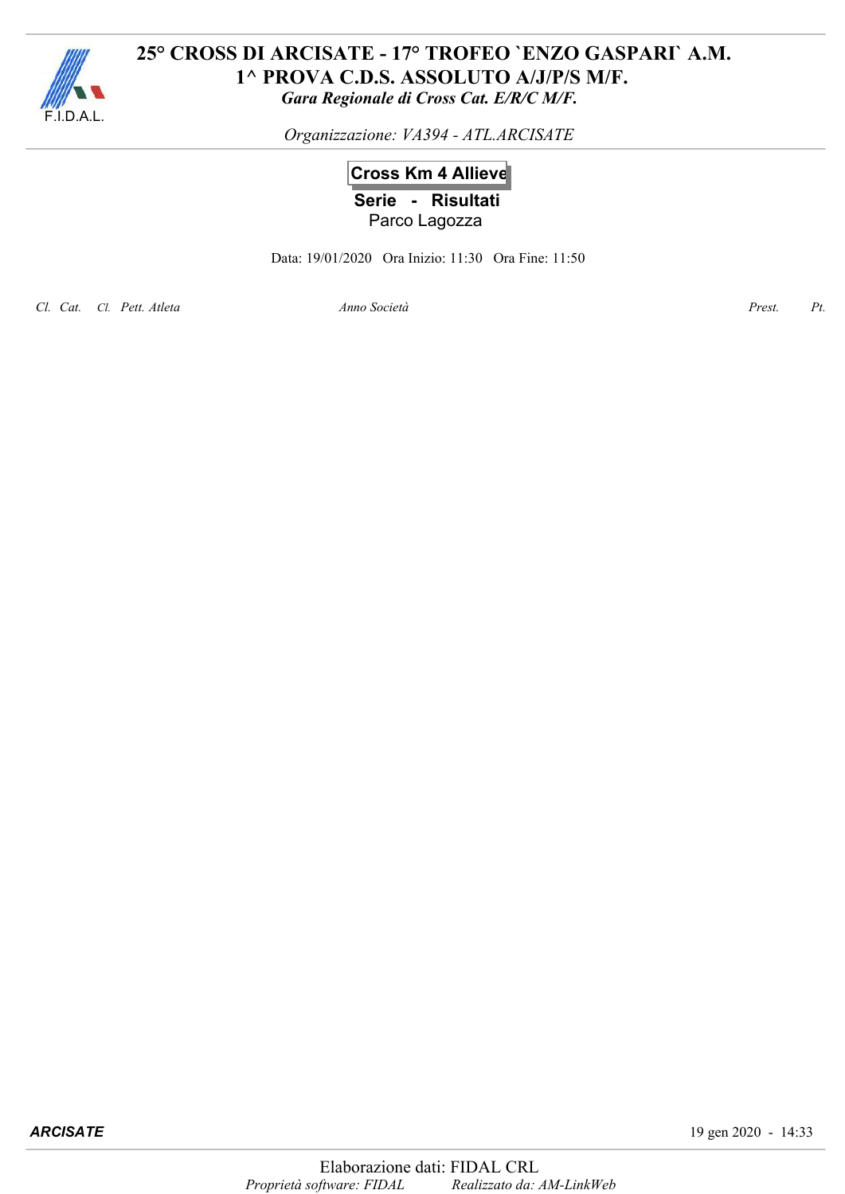# 25° CROSS DI ARCISATE - 17° TROFEO `ENZO GASPARI` A.M.
## 1^ PROVA C.D.S. ASSOLUTO A/J/P/S M/F.
*Gara Regionale di Cross Cat. E/R/C M/F.*

F.I.D.A.L.

*Organizzazione: VA394 - ATL.ARCISATE*

**Cross Km 4 Allieve**

**Serie - Risultati**

Parco Lagozza

Data: 19/01/2020 Ora Inizio: 11:30 Ora Fine: 11:50

| Cl. | Cat. | Cl. | Pett. | Atleta | Anno | Società | Prest. | Pt. |
|---|---|---|---|---|---|---|---|---|

***ARCISATE*** 19 gen 2020 - 14:33

Elaborazione dati: FIDAL CRL

*Proprietà software: FIDAL* *Realizzato da: AM-LinkWeb*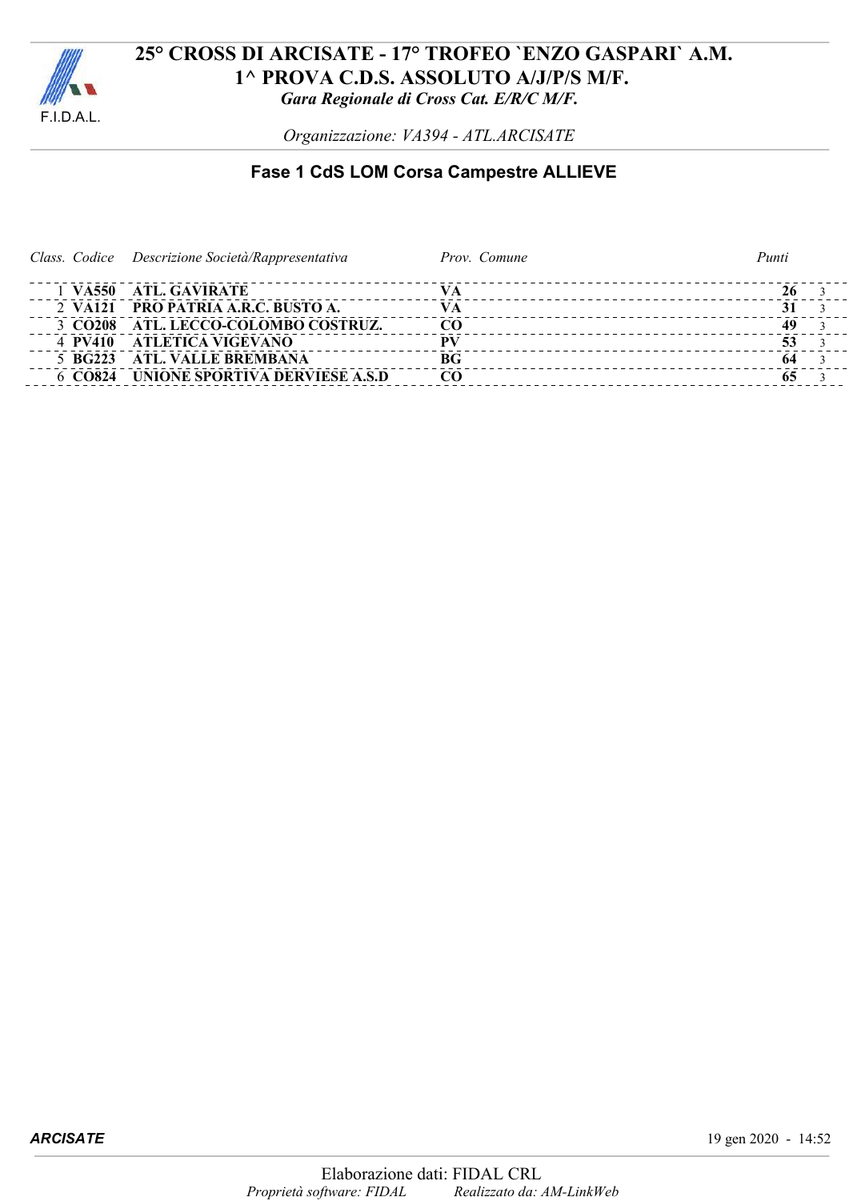# 25° CROSS DI ARCISATE - 17° TROFEO `ENZO GASPARI` A.M.
## 1^ PROVA C.D.S. ASSOLUTO A/J/P/S M/F.
*Gara Regionale di Cross Cat. E/R/C M/F.*

*Organizzazione: VA394 - ATL.ARCISATE*

### Fase 1 CdS LOM Corsa Campestre ALLIEVE

| Class. | Codice | Descrizione Società/Rappresentativa | Prov. Comune | Punti | |
|---|---|---|---|---|---|
| 1 | **VA550** | **ATL. GAVIRATE** | **VA** | **26** | 3 |
| 2 | **VA121** | **PRO PATRIA A.R.C. BUSTO A.** | **VA** | **31** | 3 |
| 3 | **CO208** | **ATL. LECCO-COLOMBO COSTRUZ.** | **CO** | **49** | 3 |
| 4 | **PV410** | **ATLETICA VIGEVANO** | **PV** | **53** | 3 |
| 5 | **BG223** | **ATL. VALLE BREMBANA** | **BG** | **64** | 3 |
| 6 | **CO824** | **UNIONE SPORTIVA DERVIESE A.S.D** | **CO** | **65** | 3 |

***ARCISATE*** 19 gen 2020 - 14:52

Elaborazione dati: FIDAL CRL
*Proprietà software: FIDAL* *Realizzato da: AM-LinkWeb*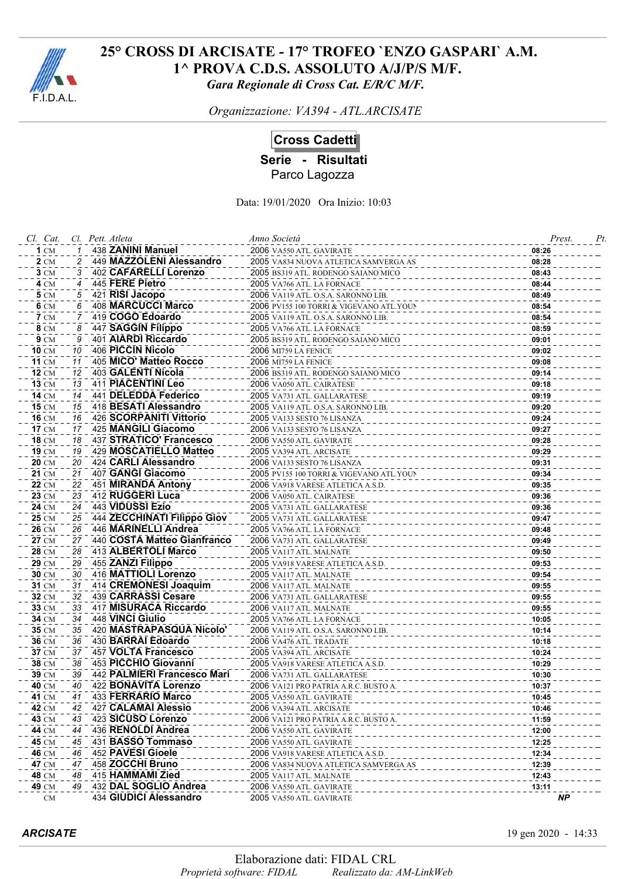# 25° CROSS DI ARCISATE - 17° TROFEO `ENZO GASPARI` A.M.

## 1^ PROVA C.D.S. ASSOLUTO A/J/P/S M/F.

*Gara Regionale di Cross Cat. E/R/C M/F.*

*Organizzazione: VA394 - ATL.ARCISATE*

### Cross Cadetti

**Serie - Risultati**

Parco Lagozza

Data: 19/01/2020 Ora Inizio: 10:03

| Cl. | Cat. | Cl. | Pett. | Atleta | Anno | Società | Prest. | Pt. |
|---|---|---|---|---|---|---|---|---|
| **1** | CM | 1 | 438 | **ZANINI Manuel** | 2006 | VA550 ATL. GAVIRATE | **08:26** | |
| **2** | CM | 2 | 449 | **MAZZOLENI Alessandro** | 2005 | VA834 NUOVA ATLETICA SAMVERGA AS | **08:28** | |
| **3** | CM | 3 | 402 | **CAFARELLI Lorenzo** | 2005 | BS319 ATL. RODENGO SAIANO MICO | **08:43** | |
| **4** | CM | 4 | 445 | **FERE Pietro** | 2005 | VA766 ATL. LA FORNACE | **08:44** | |
| **5** | CM | 5 | 421 | **RISI Jacopo** | 2006 | VA119 ATL. O.S.A. SARONNO LIB. | **08:49** | |
| **6** | CM | 6 | 408 | **MARCUCCI Marco** | 2006 | PV155 100 TORRI & VIGEVANO ATL.YOUN | **08:54** | |
| **7** | CM | 7 | 419 | **COGO Edoardo** | 2005 | VA119 ATL. O.S.A. SARONNO LIB. | **08:54** | |
| **8** | CM | 8 | 447 | **SAGGIN Filippo** | 2005 | VA766 ATL. LA FORNACE | **08:59** | |
| **9** | CM | 9 | 401 | **AIARDI Riccardo** | 2005 | BS319 ATL. RODENGO SAIANO MICO | **09:01** | |
| **10** | CM | 10 | 406 | **PICCIN Nicolo** | 2006 | MI759 LA FENICE | **09:02** | |
| **11** | CM | 11 | 405 | **MICO' Matteo Rocco** | 2006 | MI759 LA FENICE | **09:08** | |
| **12** | CM | 12 | 403 | **GALENTI Nicola** | 2006 | BS319 ATL. RODENGO SAIANO MICO | **09:14** | |
| **13** | CM | 13 | 411 | **PIACENTINI Leo** | 2006 | VA050 ATL. CAIRATESE | **09:18** | |
| **14** | CM | 14 | 441 | **DELEDDA Federico** | 2005 | VA731 ATL. GALLARATESE | **09:19** | |
| **15** | CM | 15 | 418 | **BESATI Alessandro** | 2005 | VA119 ATL. O.S.A. SARONNO LIB. | **09:20** | |
| **16** | CM | 16 | 426 | **SCORPANITI Vittorio** | 2005 | VA133 SESTO 76 LISANZA | **09:24** | |
| **17** | CM | 17 | 425 | **MANGILI Giacomo** | 2006 | VA133 SESTO 76 LISANZA | **09:27** | |
| **18** | CM | 18 | 437 | **STRATICO' Francesco** | 2006 | VA550 ATL. GAVIRATE | **09:28** | |
| **19** | CM | 19 | 429 | **MOSCATIELLO Matteo** | 2005 | VA394 ATL. ARCISATE | **09:29** | |
| **20** | CM | 20 | 424 | **CARLI Alessandro** | 2006 | VA133 SESTO 76 LISANZA | **09:31** | |
| **21** | CM | 21 | 407 | **GANGI Giacomo** | 2005 | PV155 100 TORRI & VIGEVANO ATL.YOUN | **09:34** | |
| **22** | CM | 22 | 451 | **MIRANDA Antony** | 2006 | VA918 VARESE ATLETICA A.S.D. | **09:35** | |
| **23** | CM | 23 | 412 | **RUGGERI Luca** | 2006 | VA050 ATL. CAIRATESE | **09:36** | |
| **24** | CM | 24 | 443 | **VIDUSSI Ezio** | 2005 | VA731 ATL. GALLARATESE | **09:36** | |
| **25** | CM | 25 | 444 | **ZECCHINATI Filippo Giov** | 2005 | VA731 ATL. GALLARATESE | **09:47** | |
| **26** | CM | 26 | 446 | **MARINELLI Andrea** | 2005 | VA766 ATL. LA FORNACE | **09:48** | |
| **27** | CM | 27 | 440 | **COSTA Matteo Gianfranco** | 2006 | VA731 ATL. GALLARATESE | **09:49** | |
| **28** | CM | 28 | 413 | **ALBERTOLI Marco** | 2005 | VA117 ATL. MALNATE | **09:50** | |
| **29** | CM | 29 | 455 | **ZANZI Filippo** | 2005 | VA918 VARESE ATLETICA A.S.D. | **09:53** | |
| **30** | CM | 30 | 416 | **MATTIOLI Lorenzo** | 2005 | VA117 ATL. MALNATE | **09:54** | |
| **31** | CM | 31 | 414 | **CREMONESI Joaquim** | 2006 | VA117 ATL. MALNATE | **09:55** | |
| **32** | CM | 32 | 439 | **CARRASSI Cesare** | 2006 | VA731 ATL. GALLARATESE | **09:55** | |
| **33** | CM | 33 | 417 | **MISURACA Riccardo** | 2006 | VA117 ATL. MALNATE | **09:55** | |
| **34** | CM | 34 | 448 | **VINCI Giulio** | 2005 | VA766 ATL. LA FORNACE | **10:05** | |
| **35** | CM | 35 | 420 | **MASTRAPASQUA Nicolo'** | 2006 | VA119 ATL. O.S.A. SARONNO LIB. | **10:14** | |
| **36** | CM | 36 | 430 | **BARRAI Edoardo** | 2006 | VA476 ATL. TRADATE | **10:18** | |
| **37** | CM | 37 | 457 | **VOLTA Francesco** | 2005 | VA394 ATL. ARCISATE | **10:24** | |
| **38** | CM | 38 | 453 | **PICCHIO Giovanni** | 2005 | VA918 VARESE ATLETICA A.S.D. | **10:29** | |
| **39** | CM | 39 | 442 | **PALMIERI Francesco Mari** | 2006 | VA731 ATL. GALLARATESE | **10:30** | |
| **40** | CM | 40 | 422 | **BONAVITA Lorenzo** | 2006 | VA121 PRO PATRIA A.R.C. BUSTO A. | **10:37** | |
| **41** | CM | 41 | 433 | **FERRARIO Marco** | 2005 | VA550 ATL. GAVIRATE | **10:45** | |
| **42** | CM | 42 | 427 | **CALAMAI Alessio** | 2006 | VA394 ATL. ARCISATE | **10:46** | |
| **43** | CM | 43 | 423 | **SICUSO Lorenzo** | 2006 | VA121 PRO PATRIA A.R.C. BUSTO A. | **11:59** | |
| **44** | CM | 44 | 436 | **RENOLDI Andrea** | 2006 | VA550 ATL. GAVIRATE | **12:00** | |
| **45** | CM | 45 | 431 | **BASSO Tommaso** | 2006 | VA550 ATL. GAVIRATE | **12:25** | |
| **46** | CM | 46 | 452 | **PAVESI Gioele** | 2006 | VA918 VARESE ATLETICA A.S.D. | **12:34** | |
| **47** | CM | 47 | 458 | **ZOCCHI Bruno** | 2006 | VA834 NUOVA ATLETICA SAMVERGA AS | **12:39** | |
| **48** | CM | 48 | 415 | **HAMMAMI Zied** | 2005 | VA117 ATL. MALNATE | **12:43** | |
| **49** | CM | 49 | 432 | **DAL SOGLIO Andrea** | 2006 | VA550 ATL. GAVIRATE | **13:11** | |
| | CM | | 434 | **GIUDICI Alessandro** | 2005 | VA550 ATL. GAVIRATE | ***NP*** | |

***ARCISATE*** 19 gen 2020 - 14:33

Elaborazione dati: FIDAL CRL

*Proprietà software: FIDAL* *Realizzato da: AM-LinkWeb*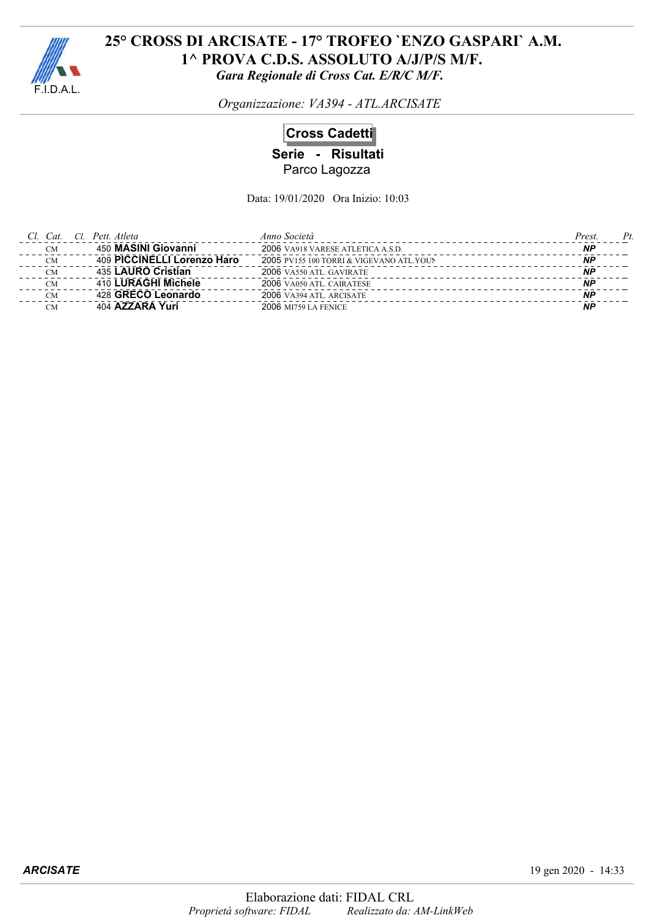# 25° CROSS DI ARCISATE - 17° TROFEO `ENZO GASPARI` A.M.

## 1^ PROVA C.D.S. ASSOLUTO A/J/P/S M/F.

*Gara Regionale di Cross Cat. E/R/C M/F.*

*Organizzazione: VA394 - ATL.ARCISATE*

## Cross Cadetti

**Serie - Risultati**

Parco Lagozza

Data: 19/01/2020 Ora Inizio: 10:03

| Cl. | Cat. | Cl. | Pett. | Atleta | Anno | Società | Prest. | Pt. |
|---|---|---|---|---|---|---|---|---|
| | CM | | 450 | **MASINI Giovanni** | 2006 | VA918 VARESE ATLETICA A.S.D. | **NP** | |
| | CM | | 409 | **PICCINELLI Lorenzo Haro** | 2005 | PV155 100 TORRI & VIGEVANO ATL.YOUN | **NP** | |
| | CM | | 435 | **LAURO Cristian** | 2006 | VA550 ATL. GAVIRATE | **NP** | |
| | CM | | 410 | **LURAGHI Michele** | 2006 | VA050 ATL. CAIRATESE | **NP** | |
| | CM | | 428 | **GRECO Leonardo** | 2006 | VA394 ATL. ARCISATE | **NP** | |
| | CM | | 404 | **AZZARA Yuri** | 2006 | MI759 LA FENICE | **NP** | |

**ARCISATE** 19 gen 2020 - 14:33

Elaborazione dati: FIDAL CRL

*Proprietà software: FIDAL* *Realizzato da: AM-LinkWeb*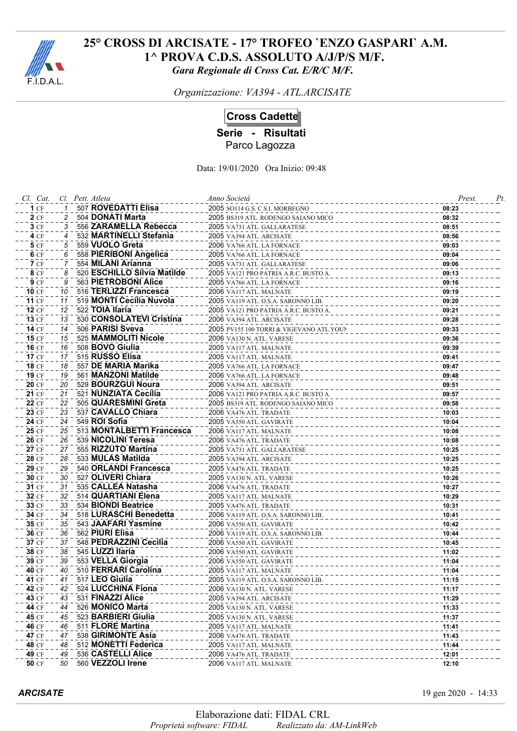# 25° CROSS DI ARCISATE - 17° TROFEO `ENZO GASPARI` A.M.
## 1^ PROVA C.D.S. ASSOLUTO A/J/P/S M/F.
*Gara Regionale di Cross Cat. E/R/C M/F.*

*Organizzazione: VA394 - ATL.ARCISATE*

## Cross Cadette
### Serie - Risultati
Parco Lagozza

Data: 19/01/2020 Ora Inizio: 09:48

| Cl. | Cat. | Cl. | Pett. | Atleta | Anno | Società | Prest. | Pt. |
|---|---|---|---|---|---|---|---|---|
| 1 | CF | 1 | 507 | ROVEDATTI Elisa | 2005 | SO114 G.S. C.S.I. MORBEGNO | 08:23 | |
| 2 | CF | 2 | 504 | DONATI Marta | 2005 | BS319 ATL. RODENGO SAIANO MICO | 08:32 | |
| 3 | CF | 3 | 556 | ZARAMELLA Rebecca | 2005 | VA731 ATL. GALLARATESE | 08:51 | |
| 4 | CF | 4 | 532 | MARTINELLI Stefania | 2005 | VA394 ATL. ARCISATE | 08:56 | |
| 5 | CF | 5 | 559 | VUOLO Greta | 2006 | VA766 ATL. LA FORNACE | 09:03 | |
| 6 | CF | 6 | 558 | PIERIBONI Angelica | 2005 | VA766 ATL. LA FORNACE | 09:04 | |
| 7 | CF | 7 | 554 | MILANI Arianna | 2005 | VA731 ATL. GALLARATESE | 09:06 | |
| 8 | CF | 8 | 520 | ESCHILLO Silvia Matilde | 2005 | VA121 PRO PATRIA A.R.C. BUSTO A. | 09:13 | |
| 9 | CF | 9 | 563 | PIETROBONI Alice | 2005 | VA766 ATL. LA FORNACE | 09:16 | |
| 10 | CF | 10 | 516 | TERLIZZI Francesca | 2006 | VA117 ATL. MALNATE | 09:19 | |
| 11 | CF | 11 | 519 | MONTI Cecilia Nuvola | 2005 | VA119 ATL. O.S.A. SARONNO LIB. | 09:20 | |
| 12 | CF | 12 | 522 | TOIA Ilaria | 2005 | VA121 PRO PATRIA A.R.C. BUSTO A. | 09:21 | |
| 13 | CF | 13 | 530 | CONSOLATEVI Cristina | 2006 | VA394 ATL. ARCISATE | 09:28 | |
| 14 | CF | 14 | 506 | PARISI Sveva | 2005 | PV155 100 TORRI & VIGEVANO ATL.YOUN | 09:33 | |
| 15 | CF | 15 | 525 | MAMMOLITI Nicole | 2006 | VA130 N. ATL. VARESE | 09:36 | |
| 16 | CF | 16 | 508 | BOVO Giulia | 2005 | VA117 ATL. MALNATE | 09:39 | |
| 17 | CF | 17 | 515 | RUSSO Elisa | 2005 | VA117 ATL. MALNATE | 09:41 | |
| 18 | CF | 18 | 557 | DE MARIA Marika | 2005 | VA766 ATL. LA FORNACE | 09:47 | |
| 19 | CF | 19 | 561 | MANZONI Matilde | 2006 | VA766 ATL. LA FORNACE | 09:48 | |
| 20 | CF | 20 | 529 | BOURZGUI Noura | 2006 | VA394 ATL. ARCISATE | 09:51 | |
| 21 | CF | 21 | 521 | NUNZIATA Cecilia | 2006 | VA121 PRO PATRIA A.R.C. BUSTO A. | 09:57 | |
| 22 | CF | 22 | 505 | QUARESMINI Greta | 2005 | BS319 ATL. RODENGO SAIANO MICO | 09:58 | |
| 23 | CF | 23 | 537 | CAVALLO Chiara | 2006 | VA476 ATL. TRADATE | 10:03 | |
| 24 | CF | 24 | 549 | ROI Sofia | 2005 | VA550 ATL. GAVIRATE | 10:04 | |
| 25 | CF | 25 | 513 | MONTALBETTI Francesca | 2006 | VA117 ATL. MALNATE | 10:08 | |
| 26 | CF | 26 | 539 | NICOLINI Teresa | 2006 | VA476 ATL. TRADATE | 10:08 | |
| 27 | CF | 27 | 555 | RIZZUTO Martina | 2005 | VA731 ATL. GALLARATESE | 10:25 | |
| 28 | CF | 28 | 533 | MULAS Matilda | 2005 | VA394 ATL. ARCISATE | 10:25 | |
| 29 | CF | 29 | 540 | ORLANDI Francesca | 2005 | VA476 ATL. TRADATE | 10:25 | |
| 30 | CF | 30 | 527 | OLIVERI Chiara | 2005 | VA130 N. ATL. VARESE | 10:26 | |
| 31 | CF | 31 | 535 | CALLEA Natasha | 2006 | VA476 ATL. TRADATE | 10:27 | |
| 32 | CF | 32 | 514 | QUARTIANI Elena | 2005 | VA117 ATL. MALNATE | 10:29 | |
| 33 | CF | 33 | 534 | BIONDI Beatrice | 2005 | VA476 ATL. TRADATE | 10:31 | |
| 34 | CF | 34 | 518 | LURASCHI Benedetta | 2006 | VA119 ATL. O.S.A. SARONNO LIB. | 10:41 | |
| 35 | CF | 35 | 543 | JAAFARI Yasmine | 2006 | VA550 ATL. GAVIRATE | 10:42 | |
| 36 | CF | 36 | 562 | PIURI Elisa | 2006 | VA119 ATL. O.S.A. SARONNO LIB. | 10:44 | |
| 37 | CF | 37 | 548 | PEDRAZZINI Cecilia | 2006 | VA550 ATL. GAVIRATE | 10:45 | |
| 38 | CF | 38 | 545 | LUZZI Ilaria | 2006 | VA550 ATL. GAVIRATE | 11:02 | |
| 39 | CF | 39 | 553 | VELLA Giorgia | 2006 | VA550 ATL. GAVIRATE | 11:04 | |
| 40 | CF | 40 | 510 | FERRARI Carolina | 2005 | VA117 ATL. MALNATE | 11:04 | |
| 41 | CF | 41 | 517 | LEO Giulia | 2005 | VA119 ATL. O.S.A. SARONNO LIB. | 11:15 | |
| 42 | CF | 42 | 524 | LUCCHINA Fiona | 2006 | VA130 N. ATL. VARESE | 11:17 | |
| 43 | CF | 43 | 531 | FINAZZI Alice | 2005 | VA394 ATL. ARCISATE | 11:29 | |
| 44 | CF | 44 | 526 | MONICO Marta | 2005 | VA130 N. ATL. VARESE | 11:33 | |
| 45 | CF | 45 | 523 | BARBIERI Giulia | 2005 | VA130 N. ATL. VARESE | 11:37 | |
| 46 | CF | 46 | 511 | FLORE Martina | 2005 | VA117 ATL. MALNATE | 11:41 | |
| 47 | CF | 47 | 538 | GIRIMONTE Asia | 2006 | VA476 ATL. TRADATE | 11:43 | |
| 48 | CF | 48 | 512 | MONETTI Federica | 2005 | VA117 ATL. MALNATE | 11:44 | |
| 49 | CF | 49 | 536 | CASTELLI Alice | 2006 | VA476 ATL. TRADATE | 12:01 | |
| 50 | CF | 50 | 560 | VEZZOLI Irene | 2006 | VA117 ATL. MALNATE | 12:10 | |

***ARCISATE*** 19 gen 2020 - 14:33

Elaborazione dati: FIDAL CRL
*Proprietà software: FIDAL* *Realizzato da: AM-LinkWeb*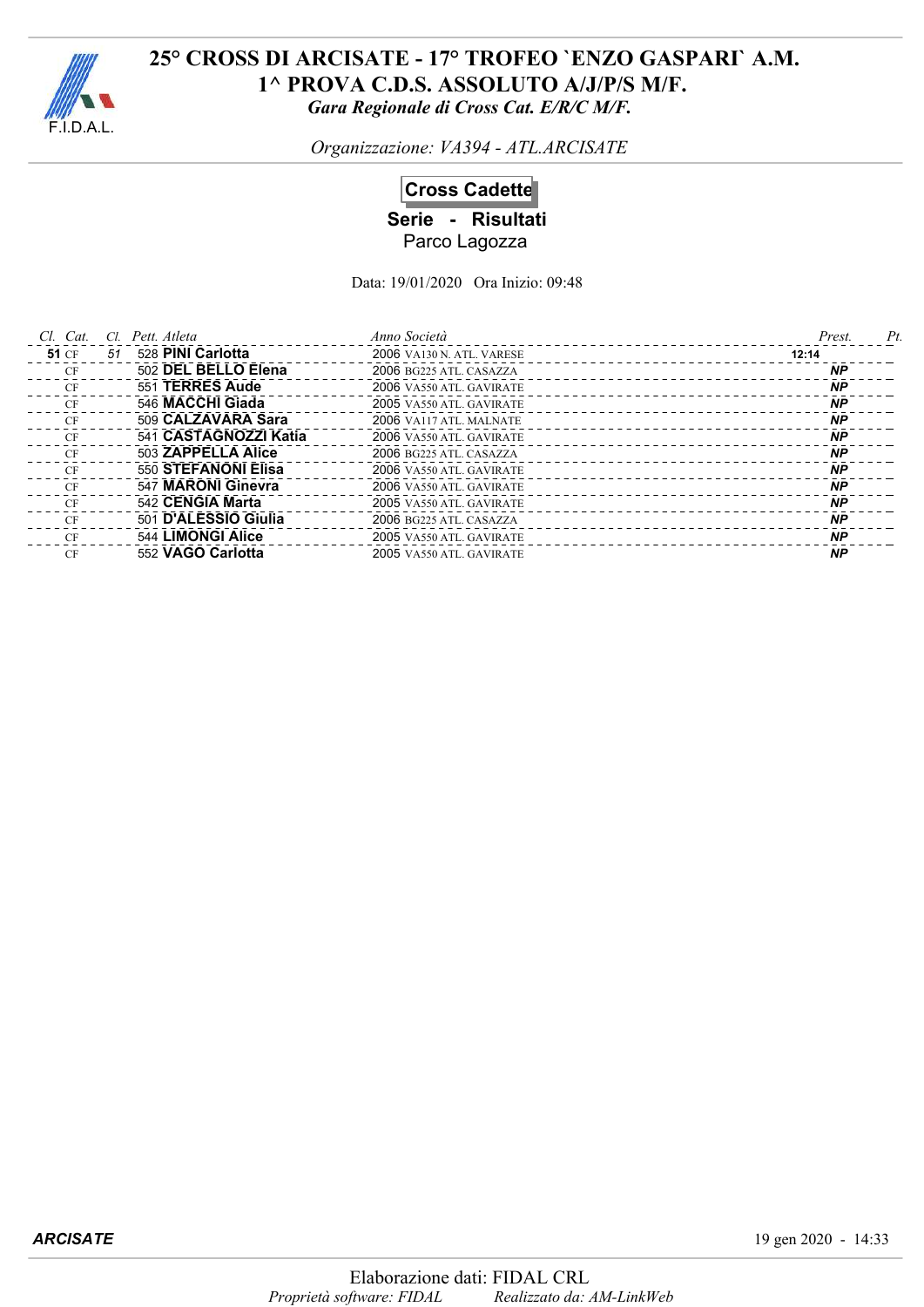# 25° CROSS DI ARCISATE - 17° TROFEO `ENZO GASPARI` A.M.

## 1^ PROVA C.D.S. ASSOLUTO A/J/P/S M/F.

*Gara Regionale di Cross Cat. E/R/C M/F.*

*Organizzazione: VA394 - ATL.ARCISATE*

### Cross Cadette

**Serie - Risultati**

Parco Lagozza

Data: 19/01/2020 Ora Inizio: 09:48

| Cl. | Cat. | Cl. | Pett. | Atleta | Anno | Società | Prest. | Pt. |
|---|---|---|---|---|---|---|---|---|
| **51** | CF | 51 | 528 | **PINI Carlotta** | 2006 | VA130 N. ATL. VARESE | **12:14** | |
| | CF | | 502 | **DEL BELLO Elena** | 2006 | BG225 ATL. CASAZZA | **NP** | |
| | CF | | 551 | **TERRES Aude** | 2006 | VA550 ATL. GAVIRATE | **NP** | |
| | CF | | 546 | **MACCHI Giada** | 2005 | VA550 ATL. GAVIRATE | **NP** | |
| | CF | | 509 | **CALZAVARA Sara** | 2006 | VA117 ATL. MALNATE | **NP** | |
| | CF | | 541 | **CASTAGNOZZI Katia** | 2006 | VA550 ATL. GAVIRATE | **NP** | |
| | CF | | 503 | **ZAPPELLA Alice** | 2006 | BG225 ATL. CASAZZA | **NP** | |
| | CF | | 550 | **STEFANONI Elisa** | 2006 | VA550 ATL. GAVIRATE | **NP** | |
| | CF | | 547 | **MARONI Ginevra** | 2006 | VA550 ATL. GAVIRATE | **NP** | |
| | CF | | 542 | **CENGIA Marta** | 2005 | VA550 ATL. GAVIRATE | **NP** | |
| | CF | | 501 | **D'ALESSIO Giulia** | 2006 | BG225 ATL. CASAZZA | **NP** | |
| | CF | | 544 | **LIMONGI Alice** | 2005 | VA550 ATL. GAVIRATE | **NP** | |
| | CF | | 552 | **VAGO Carlotta** | 2005 | VA550 ATL. GAVIRATE | **NP** | |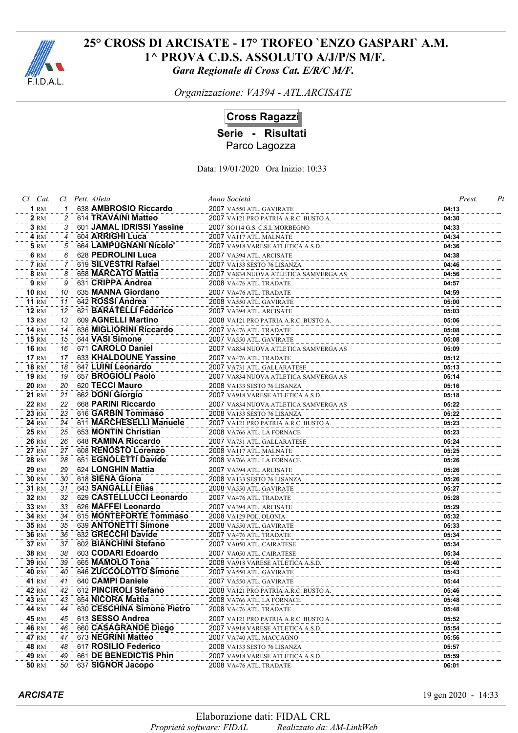# 25° CROSS DI ARCISATE - 17° TROFEO `ENZO GASPARI` A.M.
## 1^ PROVA C.D.S. ASSOLUTO A/J/P/S M/F.
*Gara Regionale di Cross Cat. E/R/C M/F.*

*Organizzazione: VA394 - ATL.ARCISATE*

### Cross Ragazzi

**Serie - Risultati**

Parco Lagozza

Data: 19/01/2020 Ora Inizio: 10:33

| Cl. | Cat. | Cl. | Pett. | Atleta | Anno | Società | Prest. | Pt. |
|---|---|---|---|---|---|---|---|---|
| 1 | RM | 1 | 638 | AMBROSIO Riccardo | 2007 | VA550 ATL. GAVIRATE | 04:13 | |
| 2 | RM | 2 | 614 | TRAVAINI Matteo | 2007 | VA121 PRO PATRIA A.R.C. BUSTO A. | 04:30 | |
| 3 | RM | 3 | 601 | JAMAL IDRISSI Yassine | 2007 | SO114 G.S. C.S.I. MORBEGNO | 04:33 | |
| 4 | RM | 4 | 604 | ARRIGHI Luca | 2007 | VA117 ATL. MALNATE | 04:34 | |
| 5 | RM | 5 | 664 | LAMPUGNANI Nicolo' | 2007 | VA918 VARESE ATLETICA A.S.D. | 04:36 | |
| 6 | RM | 6 | 628 | PEDROLINI Luca | 2007 | VA394 ATL. ARCISATE | 04:38 | |
| 7 | RM | 7 | 619 | SILVESTRI Rafael | 2007 | VA133 SESTO 76 LISANZA | 04:46 | |
| 8 | RM | 8 | 658 | MARCATO Mattia | 2007 | VA834 NUOVA ATLETICA SAMVERGA AS | 04:56 | |
| 9 | RM | 9 | 631 | CRIPPA Andrea | 2008 | VA476 ATL. TRADATE | 04:57 | |
| 10 | RM | 10 | 635 | MANNA Giordano | 2007 | VA476 ATL. TRADATE | 04:59 | |
| 11 | RM | 11 | 642 | ROSSI Andrea | 2008 | VA550 ATL. GAVIRATE | 05:00 | |
| 12 | RM | 12 | 621 | BARATELLI Federico | 2007 | VA394 ATL. ARCISATE | 05:03 | |
| 13 | RM | 13 | 609 | AGNELLI Martino | 2008 | VA121 PRO PATRIA A.R.C. BUSTO A. | 05:06 | |
| 14 | RM | 14 | 636 | MIGLIORINI Riccardo | 2007 | VA476 ATL. TRADATE | 05:08 | |
| 15 | RM | 15 | 644 | VASI Simone | 2007 | VA550 ATL. GAVIRATE | 05:08 | |
| 16 | RM | 16 | 671 | CAROLO Daniel | 2007 | VA834 NUOVA ATLETICA SAMVERGA AS | 05:09 | |
| 17 | RM | 17 | 633 | KHALDOUNE Yassine | 2007 | VA476 ATL. TRADATE | 05:12 | |
| 18 | RM | 18 | 647 | LUINI Leonardo | 2007 | VA731 ATL. GALLARATESE | 05:13 | |
| 19 | RM | 19 | 657 | BROGIOLI Paolo | 2007 | VA834 NUOVA ATLETICA SAMVERGA AS | 05:14 | |
| 20 | RM | 20 | 620 | TECCI Mauro | 2008 | VA133 SESTO 76 LISANZA | 05:16 | |
| 21 | RM | 21 | 662 | DONI Giorgio | 2007 | VA918 VARESE ATLETICA A.S.D. | 05:18 | |
| 22 | RM | 22 | 668 | PARINI Riccardo | 2007 | VA834 NUOVA ATLETICA SAMVERGA AS | 05:22 | |
| 23 | RM | 23 | 616 | GARBIN Tommaso | 2008 | VA133 SESTO 76 LISANZA | 05:22 | |
| 24 | RM | 24 | 611 | MARCHESELLI Manuele | 2007 | VA121 PRO PATRIA A.R.C. BUSTO A. | 05:23 | |
| 25 | RM | 25 | 653 | MONTIN Christian | 2008 | VA766 ATL. LA FORNACE | 05:23 | |
| 26 | RM | 26 | 648 | RAMINA Riccardo | 2007 | VA731 ATL. GALLARATESE | 05:24 | |
| 27 | RM | 27 | 608 | RENOSTO Lorenzo | 2008 | VA117 ATL. MALNATE | 05:25 | |
| 28 | RM | 28 | 651 | EGNOLETTI Davide | 2008 | VA766 ATL. LA FORNACE | 05:26 | |
| 29 | RM | 29 | 624 | LONGHIN Mattia | 2007 | VA394 ATL. ARCISATE | 05:26 | |
| 30 | RM | 30 | 618 | SIENA Giona | 2008 | VA133 SESTO 76 LISANZA | 05:26 | |
| 31 | RM | 31 | 643 | SANGALLI Elias | 2008 | VA550 ATL. GAVIRATE | 05:27 | |
| 32 | RM | 32 | 629 | CASTELLUCCI Leonardo | 2007 | VA476 ATL. TRADATE | 05:28 | |
| 33 | RM | 33 | 626 | MAFFEI Leonardo | 2007 | VA394 ATL. ARCISATE | 05:29 | |
| 34 | RM | 34 | 615 | MONTEFORTE Tommaso | 2008 | VA129 POL. OLONIA | 05:32 | |
| 35 | RM | 35 | 639 | ANTONETTI Simone | 2008 | VA550 ATL. GAVIRATE | 05:33 | |
| 36 | RM | 36 | 632 | GRECCHI Davide | 2007 | VA476 ATL. TRADATE | 05:34 | |
| 37 | RM | 37 | 602 | BIANCHINI Stefano | 2007 | VA050 ATL. CAIRATESE | 05:34 | |
| 38 | RM | 38 | 603 | CODARI Edoardo | 2007 | VA050 ATL. CAIRATESE | 05:34 | |
| 39 | RM | 39 | 665 | MAMOLO Tona | 2008 | VA918 VARESE ATLETICA A.S.D. | 05:40 | |
| 40 | RM | 40 | 646 | ZUCCOLOTTO Simone | 2007 | VA550 ATL. GAVIRATE | 05:43 | |
| 41 | RM | 41 | 640 | CAMPI Daniele | 2007 | VA550 ATL. GAVIRATE | 05:44 | |
| 42 | RM | 42 | 612 | PINCIROLI Stefano | 2008 | VA121 PRO PATRIA A.R.C. BUSTO A. | 05:46 | |
| 43 | RM | 43 | 654 | NICORA Mattia | 2008 | VA766 ATL. LA FORNACE | 05:48 | |
| 44 | RM | 44 | 630 | CESCHINA Simone Pietro | 2008 | VA476 ATL. TRADATE | 05:48 | |
| 45 | RM | 45 | 613 | SESSO Andrea | 2007 | VA121 PRO PATRIA A.R.C. BUSTO A. | 05:52 | |
| 46 | RM | 46 | 660 | CASAGRANDE Diego | 2007 | VA918 VARESE ATLETICA A.S.D. | 05:54 | |
| 47 | RM | 47 | 673 | NEGRINI Matteo | 2007 | VA740 ATL. MACCAGNO | 05:56 | |
| 48 | RM | 48 | 617 | ROSILIO Federico | 2008 | VA133 SESTO 76 LISANZA | 05:57 | |
| 49 | RM | 49 | 661 | DE BENEDICTIS Phin | 2007 | VA918 VARESE ATLETICA A.S.D. | 05:59 | |
| 50 | RM | 50 | 637 | SIGNOR Jacopo | 2008 | VA476 ATL. TRADATE | 06:01 | |

**ARCISATE** 19 gen 2020 - 14:33

Elaborazione dati: FIDAL CRL
*Proprietà software: FIDAL* *Realizzato da: AM-LinkWeb*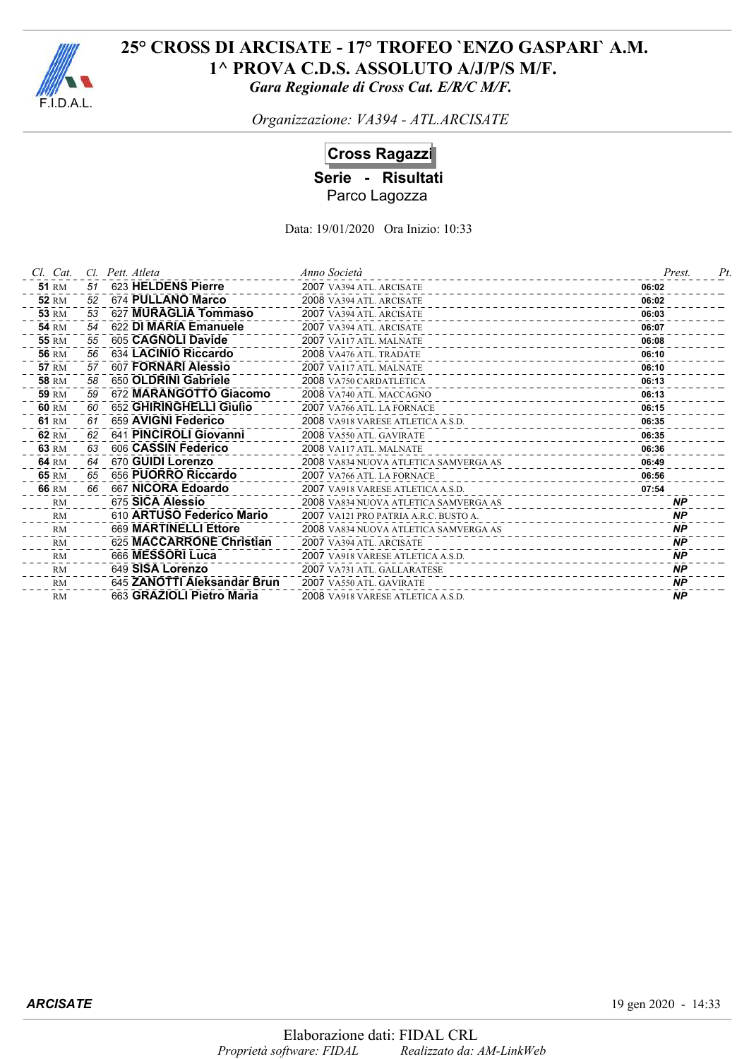# 25° CROSS DI ARCISATE - 17° TROFEO `ENZO GASPARI` A.M.

## 1^ PROVA C.D.S. ASSOLUTO A/J/P/S M/F.

*Gara Regionale di Cross Cat. E/R/C M/F.*

*Organizzazione: VA394 - ATL.ARCISATE*

### Cross Ragazzi

**Serie - Risultati**

Parco Lagozza

Data: 19/01/2020 Ora Inizio: 10:33

| Cl. | Cat. | Cl. | Pett. | Atleta | Anno | Società | Prest. | Pt. |
|---|---|---|---|---|---|---|---|---|
| **51** | RM | 51 | 623 | **HELDENS Pierre** | 2007 | VA394 ATL. ARCISATE | **06:02** | |
| **52** | RM | 52 | 674 | **PULLANO Marco** | 2008 | VA394 ATL. ARCISATE | **06:02** | |
| **53** | RM | 53 | 627 | **MURAGLIA Tommaso** | 2007 | VA394 ATL. ARCISATE | **06:03** | |
| **54** | RM | 54 | 622 | **DI MARIA Emanuele** | 2007 | VA394 ATL. ARCISATE | **06:07** | |
| **55** | RM | 55 | 605 | **CAGNOLI Davide** | 2007 | VA117 ATL. MALNATE | **06:08** | |
| **56** | RM | 56 | 634 | **LACINIO Riccardo** | 2008 | VA476 ATL. TRADATE | **06:10** | |
| **57** | RM | 57 | 607 | **FORNARI Alessio** | 2007 | VA117 ATL. MALNATE | **06:10** | |
| **58** | RM | 58 | 650 | **OLDRINI Gabriele** | 2008 | VA750 CARDATLETICA | **06:13** | |
| **59** | RM | 59 | 672 | **MARANGOTTO Giacomo** | 2008 | VA740 ATL. MACCAGNO | **06:13** | |
| **60** | RM | 60 | 652 | **GHIRINGHELLI Giulio** | 2007 | VA766 ATL. LA FORNACE | **06:15** | |
| **61** | RM | 61 | 659 | **AVIGNI Federico** | 2008 | VA918 VARESE ATLETICA A.S.D. | **06:35** | |
| **62** | RM | 62 | 641 | **PINCIROLI Giovanni** | 2008 | VA550 ATL. GAVIRATE | **06:35** | |
| **63** | RM | 63 | 606 | **CASSIN Federico** | 2008 | VA117 ATL. MALNATE | **06:36** | |
| **64** | RM | 64 | 670 | **GUIDI Lorenzo** | 2008 | VA834 NUOVA ATLETICA SAMVERGA AS | **06:49** | |
| **65** | RM | 65 | 656 | **PUORRO Riccardo** | 2007 | VA766 ATL. LA FORNACE | **06:56** | |
| **66** | RM | 66 | 667 | **NICORA Edoardo** | 2007 | VA918 VARESE ATLETICA A.S.D. | **07:54** | |
| | RM | | 675 | **SICA Alessio** | 2008 | VA834 NUOVA ATLETICA SAMVERGA AS | ***NP*** | |
| | RM | | 610 | **ARTUSO Federico Mario** | 2007 | VA121 PRO PATRIA A.R.C. BUSTO A. | ***NP*** | |
| | RM | | 669 | **MARTINELLI Ettore** | 2008 | VA834 NUOVA ATLETICA SAMVERGA AS | ***NP*** | |
| | RM | | 625 | **MACCARRONE Christian** | 2007 | VA394 ATL. ARCISATE | ***NP*** | |
| | RM | | 666 | **MESSORI Luca** | 2007 | VA918 VARESE ATLETICA A.S.D. | ***NP*** | |
| | RM | | 649 | **SISA Lorenzo** | 2007 | VA731 ATL. GALLARATESE | ***NP*** | |
| | RM | | 645 | **ZANOTTI Aleksandar Brun** | 2007 | VA550 ATL. GAVIRATE | ***NP*** | |
| | RM | | 663 | **GRAZIOLI Pietro Maria** | 2008 | VA918 VARESE ATLETICA A.S.D. | ***NP*** | |

***ARCISATE*** 19 gen 2020 - 14:33

Elaborazione dati: FIDAL CRL

*Proprietà software: FIDAL* *Realizzato da: AM-LinkWeb*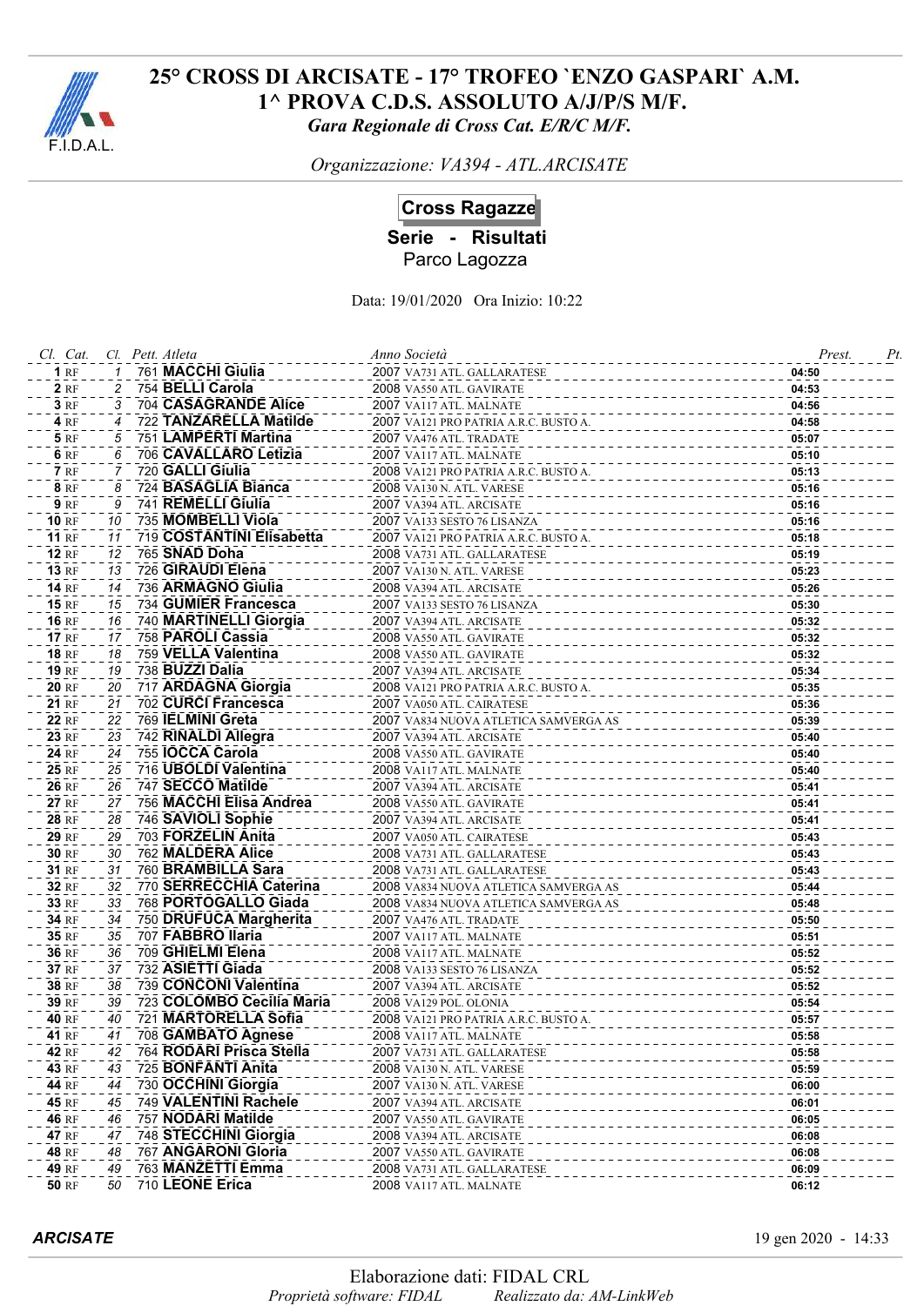# 25° CROSS DI ARCISATE - 17° TROFEO `ENZO GASPARI` A.M.
## 1^ PROVA C.D.S. ASSOLUTO A/J/P/S M/F.
*Gara Regionale di Cross Cat. E/R/C M/F.*

*Organizzazione: VA394 - ATL.ARCISATE*

## Cross Ragazze

**Serie - Risultati**

Parco Lagozza

Data: 19/01/2020 Ora Inizio: 10:22

| Cl. | Cat. | Cl. | Pett. | Atleta | Anno | Società | Prest. | Pt. |
|---|---|---|---|---|---|---|---|---|
| **1** | RF | 1 | 761 | **MACCHI Giulia** | 2007 | VA731 ATL. GALLARATESE | **04:50** | |
| **2** | RF | 2 | 754 | **BELLI Carola** | 2008 | VA550 ATL. GAVIRATE | **04:53** | |
| **3** | RF | 3 | 704 | **CASAGRANDE Alice** | 2007 | VA117 ATL. MALNATE | **04:56** | |
| **4** | RF | 4 | 722 | **TANZARELLA Matilde** | 2007 | VA121 PRO PATRIA A.R.C. BUSTO A. | **04:58** | |
| **5** | RF | 5 | 751 | **LAMPERTI Martina** | 2007 | VA476 ATL. TRADATE | **05:07** | |
| **6** | RF | 6 | 706 | **CAVALLARO Letizia** | 2007 | VA117 ATL. MALNATE | **05:10** | |
| **7** | RF | 7 | 720 | **GALLI Giulia** | 2008 | VA121 PRO PATRIA A.R.C. BUSTO A. | **05:13** | |
| **8** | RF | 8 | 724 | **BASAGLIA Bianca** | 2008 | VA130 N. ATL. VARESE | **05:16** | |
| **9** | RF | 9 | 741 | **REMELLI Giulia** | 2007 | VA394 ATL. ARCISATE | **05:16** | |
| **10** | RF | 10 | 735 | **MOMBELLI Viola** | 2007 | VA133 SESTO 76 LISANZA | **05:16** | |
| **11** | RF | 11 | 719 | **COSTANTINI Elisabetta** | 2007 | VA121 PRO PATRIA A.R.C. BUSTO A. | **05:18** | |
| **12** | RF | 12 | 765 | **SNAD Doha** | 2008 | VA731 ATL. GALLARATESE | **05:19** | |
| **13** | RF | 13 | 726 | **GIRAUDI Elena** | 2007 | VA130 N. ATL. VARESE | **05:23** | |
| **14** | RF | 14 | 736 | **ARMAGNO Giulia** | 2008 | VA394 ATL. ARCISATE | **05:26** | |
| **15** | RF | 15 | 734 | **GUMIER Francesca** | 2007 | VA133 SESTO 76 LISANZA | **05:30** | |
| **16** | RF | 16 | 740 | **MARTINELLI Giorgia** | 2007 | VA394 ATL. ARCISATE | **05:32** | |
| **17** | RF | 17 | 758 | **PAROLI Cassia** | 2008 | VA550 ATL. GAVIRATE | **05:32** | |
| **18** | RF | 18 | 759 | **VELLA Valentina** | 2008 | VA550 ATL. GAVIRATE | **05:32** | |
| **19** | RF | 19 | 738 | **BUZZI Dalia** | 2007 | VA394 ATL. ARCISATE | **05:34** | |
| **20** | RF | 20 | 717 | **ARDAGNA Giorgia** | 2008 | VA121 PRO PATRIA A.R.C. BUSTO A. | **05:35** | |
| **21** | RF | 21 | 702 | **CURCI Francesca** | 2007 | VA050 ATL. CAIRATESE | **05:36** | |
| **22** | RF | 22 | 769 | **IELMINI Greta** | 2007 | VA834 NUOVA ATLETICA SAMVERGA AS | **05:39** | |
| **23** | RF | 23 | 742 | **RINALDI Allegra** | 2007 | VA394 ATL. ARCISATE | **05:40** | |
| **24** | RF | 24 | 755 | **IOCCA Carola** | 2008 | VA550 ATL. GAVIRATE | **05:40** | |
| **25** | RF | 25 | 716 | **UBOLDI Valentina** | 2008 | VA117 ATL. MALNATE | **05:40** | |
| **26** | RF | 26 | 747 | **SECCO Matilde** | 2007 | VA394 ATL. ARCISATE | **05:41** | |
| **27** | RF | 27 | 756 | **MACCHI Elisa Andrea** | 2008 | VA550 ATL. GAVIRATE | **05:41** | |
| **28** | RF | 28 | 746 | **SAVIOLI Sophie** | 2007 | VA394 ATL. ARCISATE | **05:41** | |
| **29** | RF | 29 | 703 | **FORZELIN Anita** | 2007 | VA050 ATL. CAIRATESE | **05:43** | |
| **30** | RF | 30 | 762 | **MALDERA Alice** | 2008 | VA731 ATL. GALLARATESE | **05:43** | |
| **31** | RF | 31 | 760 | **BRAMBILLA Sara** | 2008 | VA731 ATL. GALLARATESE | **05:43** | |
| **32** | RF | 32 | 770 | **SERRECCHIA Caterina** | 2008 | VA834 NUOVA ATLETICA SAMVERGA AS | **05:44** | |
| **33** | RF | 33 | 768 | **PORTOGALLO Giada** | 2008 | VA834 NUOVA ATLETICA SAMVERGA AS | **05:48** | |
| **34** | RF | 34 | 750 | **DRUFUCA Margherita** | 2007 | VA476 ATL. TRADATE | **05:50** | |
| **35** | RF | 35 | 707 | **FABBRO Ilaria** | 2007 | VA117 ATL. MALNATE | **05:51** | |
| **36** | RF | 36 | 709 | **GHIELMI Elena** | 2008 | VA117 ATL. MALNATE | **05:52** | |
| **37** | RF | 37 | 732 | **ASIETTI Giada** | 2008 | VA133 SESTO 76 LISANZA | **05:52** | |
| **38** | RF | 38 | 739 | **CONCONI Valentina** | 2007 | VA394 ATL. ARCISATE | **05:52** | |
| **39** | RF | 39 | 723 | **COLOMBO Cecilia Maria** | 2008 | VA129 POL. OLONIA | **05:54** | |
| **40** | RF | 40 | 721 | **MARTORELLA Sofia** | 2008 | VA121 PRO PATRIA A.R.C. BUSTO A. | **05:57** | |
| **41** | RF | 41 | 708 | **GAMBATO Agnese** | 2008 | VA117 ATL. MALNATE | **05:58** | |
| **42** | RF | 42 | 764 | **RODARI Prisca Stella** | 2007 | VA731 ATL. GALLARATESE | **05:58** | |
| **43** | RF | 43 | 725 | **BONFANTI Anita** | 2008 | VA130 N. ATL. VARESE | **05:59** | |
| **44** | RF | 44 | 730 | **OCCHINI Giorgia** | 2007 | VA130 N. ATL. VARESE | **06:00** | |
| **45** | RF | 45 | 749 | **VALENTINI Rachele** | 2007 | VA394 ATL. ARCISATE | **06:01** | |
| **46** | RF | 46 | 757 | **NODARI Matilde** | 2007 | VA550 ATL. GAVIRATE | **06:05** | |
| **47** | RF | 47 | 748 | **STECCHINI Giorgia** | 2008 | VA394 ATL. ARCISATE | **06:08** | |
| **48** | RF | 48 | 767 | **ANGARONI Gloria** | 2007 | VA550 ATL. GAVIRATE | **06:08** | |
| **49** | RF | 49 | 763 | **MANZETTI Emma** | 2008 | VA731 ATL. GALLARATESE | **06:09** | |
| **50** | RF | 50 | 710 | **LEONE Erica** | 2008 | VA117 ATL. MALNATE | **06:12** | |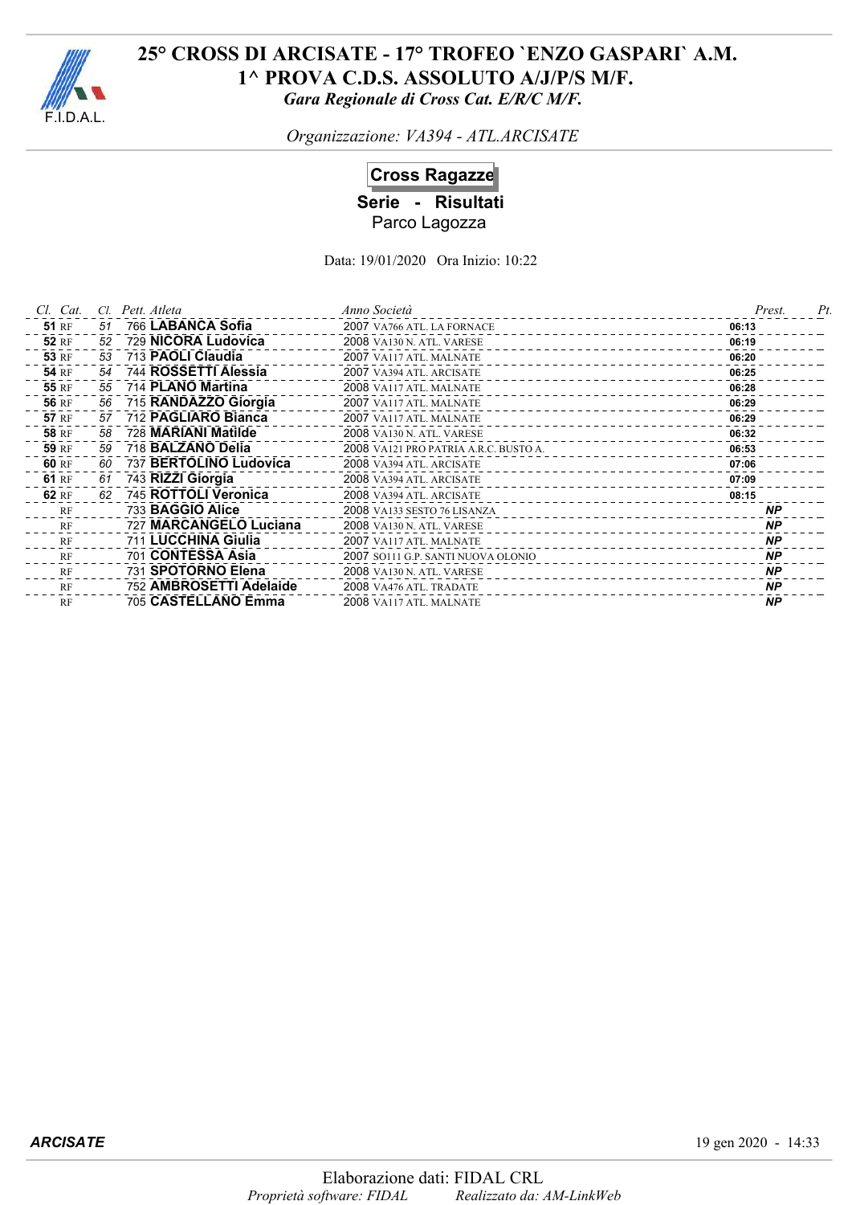# 25° CROSS DI ARCISATE - 17° TROFEO `ENZO GASPARI` A.M.

## 1^ PROVA C.D.S. ASSOLUTO A/J/P/S M/F.

*Gara Regionale di Cross Cat. E/R/C M/F.*

*Organizzazione: VA394 - ATL.ARCISATE*

## Cross Ragazze

**Serie - Risultati**

Parco Lagozza

Data: 19/01/2020 Ora Inizio: 10:22

| Cl. | Cat. | Cl. | Pett. | Atleta | Anno | Società | Prest. | Pt. |
|---|---|---|---|---|---|---|---|---|
| **51** | RF | 51 | 766 | **LABANCA Sofia** | 2007 | VA766 ATL. LA FORNACE | 06:13 | |
| **52** | RF | 52 | 729 | **NICORA Ludovica** | 2008 | VA130 N. ATL. VARESE | 06:19 | |
| **53** | RF | 53 | 713 | **PAOLI Claudia** | 2007 | VA117 ATL. MALNATE | 06:20 | |
| **54** | RF | 54 | 744 | **ROSSETTI Alessia** | 2007 | VA394 ATL. ARCISATE | 06:25 | |
| **55** | RF | 55 | 714 | **PLANO Martina** | 2008 | VA117 ATL. MALNATE | 06:28 | |
| **56** | RF | 56 | 715 | **RANDAZZO Giorgia** | 2007 | VA117 ATL. MALNATE | 06:29 | |
| **57** | RF | 57 | 712 | **PAGLIARO Bianca** | 2007 | VA117 ATL. MALNATE | 06:29 | |
| **58** | RF | 58 | 728 | **MARIANI Matilde** | 2008 | VA130 N. ATL. VARESE | 06:32 | |
| **59** | RF | 59 | 718 | **BALZANO Delia** | 2008 | VA121 PRO PATRIA A.R.C. BUSTO A. | 06:53 | |
| **60** | RF | 60 | 737 | **BERTOLINO Ludovica** | 2008 | VA394 ATL. ARCISATE | 07:06 | |
| **61** | RF | 61 | 743 | **RIZZI Giorgia** | 2008 | VA394 ATL. ARCISATE | 07:09 | |
| **62** | RF | 62 | 745 | **ROTTOLI Veronica** | 2008 | VA394 ATL. ARCISATE | 08:15 | |
| | RF | | 733 | **BAGGIO Alice** | 2008 | VA133 SESTO 76 LISANZA | ***NP*** | |
| | RF | | 727 | **MARCANGELO Luciana** | 2008 | VA130 N. ATL. VARESE | ***NP*** | |
| | RF | | 711 | **LUCCHINA Giulia** | 2007 | VA117 ATL. MALNATE | ***NP*** | |
| | RF | | 701 | **CONTESSA Asia** | 2007 | SO111 G.P. SANTI NUOVA OLONIO | ***NP*** | |
| | RF | | 731 | **SPOTORNO Elena** | 2008 | VA130 N. ATL. VARESE | ***NP*** | |
| | RF | | 752 | **AMBROSETTI Adelaide** | 2008 | VA476 ATL. TRADATE | ***NP*** | |
| | RF | | 705 | **CASTELLANO Emma** | 2008 | VA117 ATL. MALNATE | ***NP*** | |

***ARCISATE*** 19 gen 2020 - 14:33

Elaborazione dati: FIDAL CRL

*Proprietà software: FIDAL* *Realizzato da: AM-LinkWeb*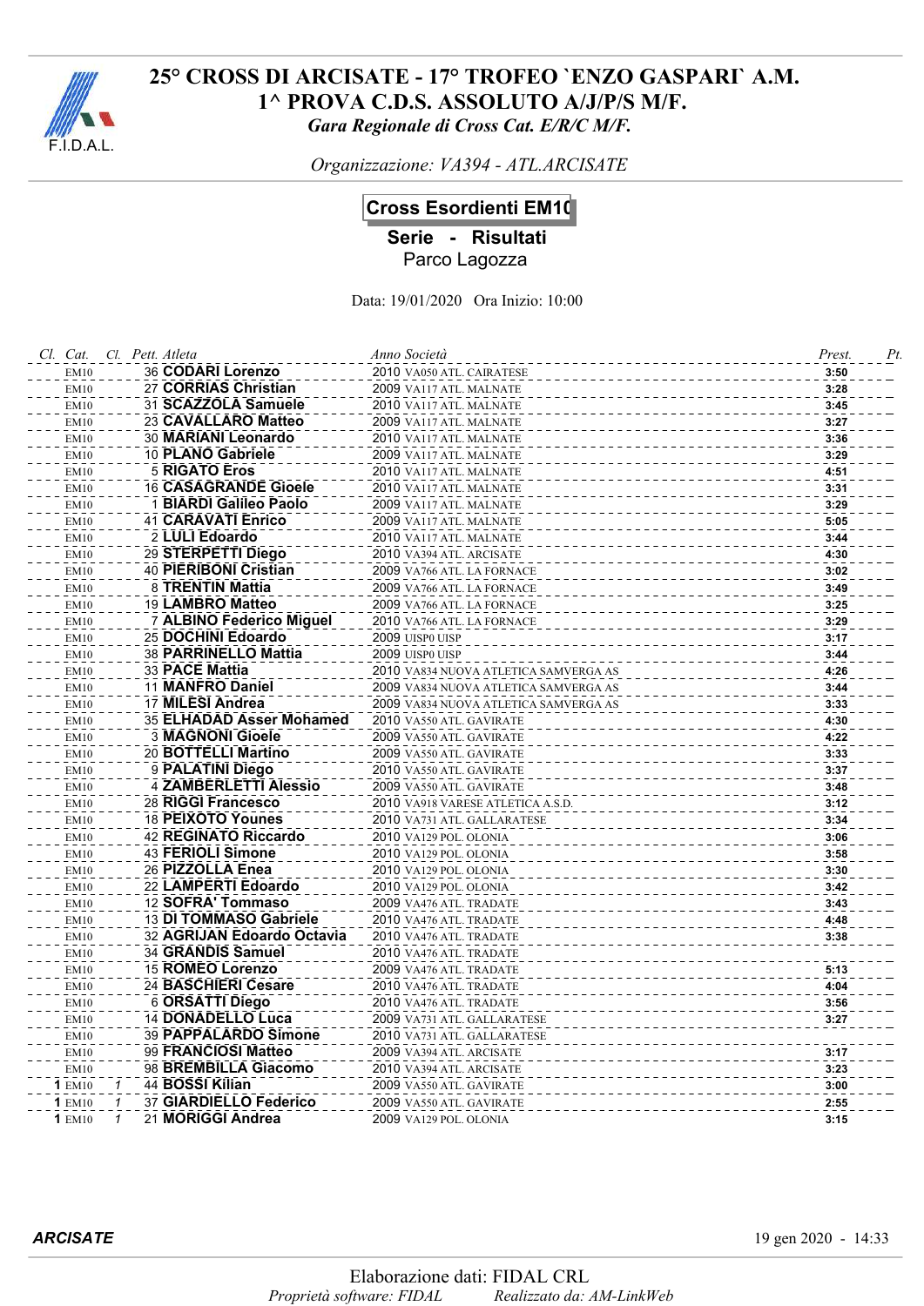# 25° CROSS DI ARCISATE - 17° TROFEO `ENZO GASPARI` A.M.
## 1^ PROVA C.D.S. ASSOLUTO A/J/P/S M/F.
*Gara Regionale di Cross Cat. E/R/C M/F.*

*Organizzazione: VA394 - ATL.ARCISATE*

### Cross Esordienti EM10

**Serie - Risultati**

Parco Lagozza

Data: 19/01/2020 Ora Inizio: 10:00

| Cl. | Cat. | Cl. | Pett. | Atleta | Anno | Società | Prest. | Pt. |
|---|---|---|---|---|---|---|---|---|
| | EM10 | | 36 | **CODARI Lorenzo** | 2010 | VA050 ATL. CAIRATESE | **3:50** | |
| | EM10 | | 27 | **CORRIAS Christian** | 2009 | VA117 ATL. MALNATE | **3:28** | |
| | EM10 | | 31 | **SCAZZOLA Samuele** | 2010 | VA117 ATL. MALNATE | **3:45** | |
| | EM10 | | 23 | **CAVALLARO Matteo** | 2009 | VA117 ATL. MALNATE | **3:27** | |
| | EM10 | | 30 | **MARIANI Leonardo** | 2010 | VA117 ATL. MALNATE | **3:36** | |
| | EM10 | | 10 | **PLANO Gabriele** | 2009 | VA117 ATL. MALNATE | **3:29** | |
| | EM10 | | 5 | **RIGATO Eros** | 2010 | VA117 ATL. MALNATE | **4:51** | |
| | EM10 | | 16 | **CASAGRANDE Gioele** | 2010 | VA117 ATL. MALNATE | **3:31** | |
| | EM10 | | 1 | **BIARDI Galileo Paolo** | 2009 | VA117 ATL. MALNATE | **3:29** | |
| | EM10 | | 41 | **CARAVATI Enrico** | 2009 | VA117 ATL. MALNATE | **5:05** | |
| | EM10 | | 2 | **LULI Edoardo** | 2010 | VA117 ATL. MALNATE | **3:44** | |
| | EM10 | | 29 | **STERPETTI Diego** | 2010 | VA394 ATL. ARCISATE | **4:30** | |
| | EM10 | | 40 | **PIERIBONI Cristian** | 2009 | VA766 ATL. LA FORNACE | **3:02** | |
| | EM10 | | 8 | **TRENTIN Mattia** | 2009 | VA766 ATL. LA FORNACE | **3:49** | |
| | EM10 | | 19 | **LAMBRO Matteo** | 2009 | VA766 ATL. LA FORNACE | **3:25** | |
| | EM10 | | 7 | **ALBINO Federico Miguel** | 2010 | VA766 ATL. LA FORNACE | **3:29** | |
| | EM10 | | 25 | **DOCHINI Edoardo** | 2009 | UISP0 UISP | **3:17** | |
| | EM10 | | 38 | **PARRINELLO Mattia** | 2009 | UISP0 UISP | **3:44** | |
| | EM10 | | 33 | **PACE Mattia** | 2010 | VA834 NUOVA ATLETICA SAMVERGA AS | **4:26** | |
| | EM10 | | 11 | **MANFRO Daniel** | 2009 | VA834 NUOVA ATLETICA SAMVERGA AS | **3:44** | |
| | EM10 | | 17 | **MILESI Andrea** | 2009 | VA834 NUOVA ATLETICA SAMVERGA AS | **3:33** | |
| | EM10 | | 35 | **ELHADAD Asser Mohamed** | 2010 | VA550 ATL. GAVIRATE | **4:30** | |
| | EM10 | | 3 | **MAGNONI Gioele** | 2009 | VA550 ATL. GAVIRATE | **4:22** | |
| | EM10 | | 20 | **BOTTELLI Martino** | 2009 | VA550 ATL. GAVIRATE | **3:33** | |
| | EM10 | | 9 | **PALATINI Diego** | 2010 | VA550 ATL. GAVIRATE | **3:37** | |
| | EM10 | | 4 | **ZAMBERLETTI Alessio** | 2009 | VA550 ATL. GAVIRATE | **3:48** | |
| | EM10 | | 28 | **RIGGI Francesco** | 2010 | VA918 VARESE ATLETICA A.S.D. | **3:12** | |
| | EM10 | | 18 | **PEIXOTO Younes** | 2010 | VA731 ATL. GALLARATESE | **3:34** | |
| | EM10 | | 42 | **REGINATO Riccardo** | 2010 | VA129 POL. OLONIA | **3:06** | |
| | EM10 | | 43 | **FERIOLI Simone** | 2010 | VA129 POL. OLONIA | **3:58** | |
| | EM10 | | 26 | **PIZZOLLA Enea** | 2010 | VA129 POL. OLONIA | **3:30** | |
| | EM10 | | 22 | **LAMPERTI Edoardo** | 2010 | VA129 POL. OLONIA | **3:42** | |
| | EM10 | | 12 | **SOFRA' Tommaso** | 2009 | VA476 ATL. TRADATE | **3:43** | |
| | EM10 | | 13 | **DI TOMMASO Gabriele** | 2010 | VA476 ATL. TRADATE | **4:48** | |
| | EM10 | | 32 | **AGRIJAN Edoardo Octavia** | 2010 | VA476 ATL. TRADATE | **3:38** | |
| | EM10 | | 34 | **GRANDIS Samuel** | 2010 | VA476 ATL. TRADATE | | |
| | EM10 | | 15 | **ROMEO Lorenzo** | 2009 | VA476 ATL. TRADATE | **5:13** | |
| | EM10 | | 24 | **BASCHIERI Cesare** | 2010 | VA476 ATL. TRADATE | **4:04** | |
| | EM10 | | 6 | **ORSATTI Diego** | 2010 | VA476 ATL. TRADATE | **3:56** | |
| | EM10 | | 14 | **DONADELLO Luca** | 2009 | VA731 ATL. GALLARATESE | **3:27** | |
| | EM10 | | 39 | **PAPPALARDO Simone** | 2010 | VA731 ATL. GALLARATESE | | |
| | EM10 | | 99 | **FRANCIOSI Matteo** | 2009 | VA394 ATL. ARCISATE | **3:17** | |
| | EM10 | | 98 | **BREMBILLA Giacomo** | 2010 | VA394 ATL. ARCISATE | **3:23** | |
| **1** | EM10 | 1 | 44 | **BOSSI Kilian** | 2009 | VA550 ATL. GAVIRATE | **3:00** | |
| **1** | EM10 | 1 | 37 | **GIARDIELLO Federico** | 2009 | VA550 ATL. GAVIRATE | **2:55** | |
| **1** | EM10 | 1 | 21 | **MORIGGI Andrea** | 2009 | VA129 POL. OLONIA | **3:15** | |

***ARCISATE*** 19 gen 2020 - 14:33

Elaborazione dati: FIDAL CRL

*Proprietà software: FIDAL* *Realizzato da: AM-LinkWeb*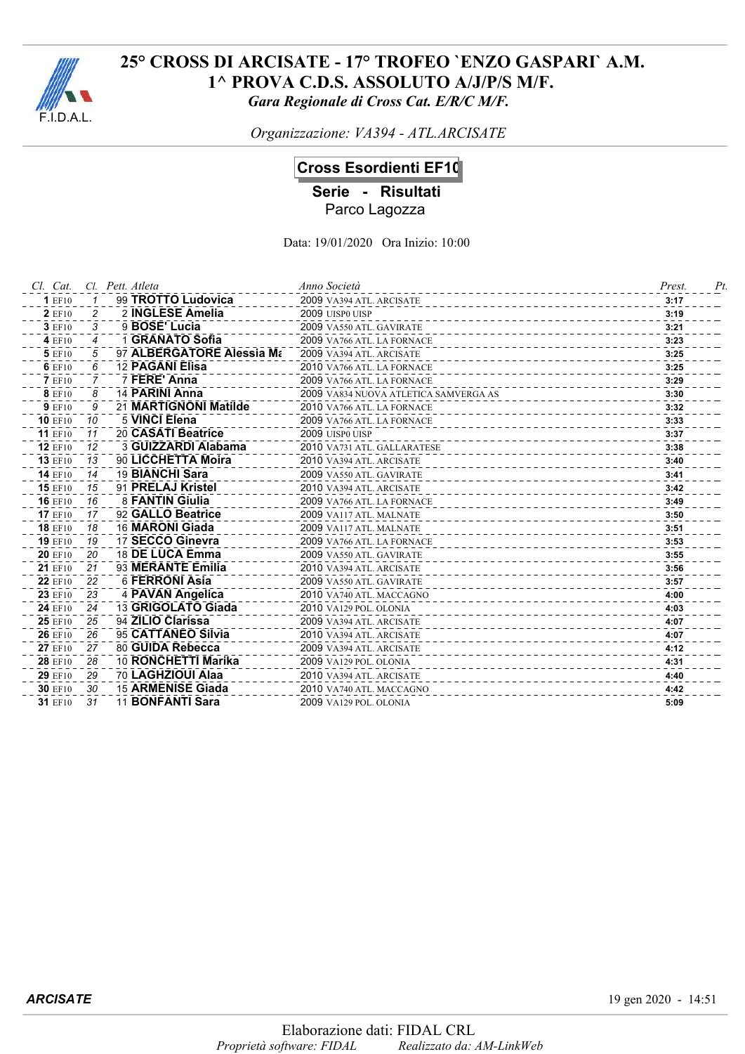# 25° CROSS DI ARCISATE - 17° TROFEO `ENZO GASPARI` A.M.
## 1^ PROVA C.D.S. ASSOLUTO A/J/P/S M/F.
*Gara Regionale di Cross Cat. E/R/C M/F.*

*Organizzazione: VA394 - ATL.ARCISATE*

## Cross Esordienti EF10
**Serie - Risultati**
Parco Lagozza

Data: 19/01/2020 Ora Inizio: 10:00

| Cl. | Cat. | Cl. | Pett. | Atleta | Anno | Società | Prest. | Pt. |
|---|---|---|---|---|---|---|---|---|
| **1** | EF10 | 1 | 99 | **TROTTO Ludovica** | 2009 | VA394 ATL. ARCISATE | **3:17** | |
| **2** | EF10 | 2 | 2 | **INGLESE Amelia** | 2009 | UISP0 UISP | **3:19** | |
| **3** | EF10 | 3 | 9 | **BOSE' Lucia** | 2009 | VA550 ATL. GAVIRATE | **3:21** | |
| **4** | EF10 | 4 | 1 | **GRANATO Sofia** | 2009 | VA766 ATL. LA FORNACE | **3:23** | |
| **5** | EF10 | 5 | 97 | **ALBERGATORE Alessia Ma** | 2009 | VA394 ATL. ARCISATE | **3:25** | |
| **6** | EF10 | 6 | 12 | **PAGANI Elisa** | 2010 | VA766 ATL. LA FORNACE | **3:25** | |
| **7** | EF10 | 7 | 7 | **FERE' Anna** | 2009 | VA766 ATL. LA FORNACE | **3:29** | |
| **8** | EF10 | 8 | 14 | **PARINI Anna** | 2009 | VA834 NUOVA ATLETICA SAMVERGA AS | **3:30** | |
| **9** | EF10 | 9 | 21 | **MARTIGNONI Matilde** | 2010 | VA766 ATL. LA FORNACE | **3:32** | |
| **10** | EF10 | 10 | 5 | **VINCI Elena** | 2009 | VA766 ATL. LA FORNACE | **3:33** | |
| **11** | EF10 | 11 | 20 | **CASATI Beatrice** | 2009 | UISP0 UISP | **3:37** | |
| **12** | EF10 | 12 | 3 | **GUIZZARDI Alabama** | 2010 | VA731 ATL. GALLARATESE | **3:38** | |
| **13** | EF10 | 13 | 90 | **LICCHETTA Moira** | 2010 | VA394 ATL. ARCISATE | **3:40** | |
| **14** | EF10 | 14 | 19 | **BIANCHI Sara** | 2009 | VA550 ATL. GAVIRATE | **3:41** | |
| **15** | EF10 | 15 | 91 | **PRELAJ Kristel** | 2010 | VA394 ATL. ARCISATE | **3:42** | |
| **16** | EF10 | 16 | 8 | **FANTIN Giulia** | 2009 | VA766 ATL. LA FORNACE | **3:49** | |
| **17** | EF10 | 17 | 92 | **GALLO Beatrice** | 2009 | VA117 ATL. MALNATE | **3:50** | |
| **18** | EF10 | 18 | 16 | **MARONI Giada** | 2009 | VA117 ATL. MALNATE | **3:51** | |
| **19** | EF10 | 19 | 17 | **SECCO Ginevra** | 2009 | VA766 ATL. LA FORNACE | **3:53** | |
| **20** | EF10 | 20 | 18 | **DE LUCA Emma** | 2009 | VA550 ATL. GAVIRATE | **3:55** | |
| **21** | EF10 | 21 | 93 | **MERANTE Emilia** | 2010 | VA394 ATL. ARCISATE | **3:56** | |
| **22** | EF10 | 22 | 6 | **FERRONI Asia** | 2009 | VA550 ATL. GAVIRATE | **3:57** | |
| **23** | EF10 | 23 | 4 | **PAVAN Angelica** | 2010 | VA740 ATL. MACCAGNO | **4:00** | |
| **24** | EF10 | 24 | 13 | **GRIGOLATO Giada** | 2010 | VA129 POL. OLONIA | **4:03** | |
| **25** | EF10 | 25 | 94 | **ZILIO Clarissa** | 2009 | VA394 ATL. ARCISATE | **4:07** | |
| **26** | EF10 | 26 | 95 | **CATTANEO Silvia** | 2010 | VA394 ATL. ARCISATE | **4:07** | |
| **27** | EF10 | 27 | 80 | **GUIDA Rebecca** | 2009 | VA394 ATL. ARCISATE | **4:12** | |
| **28** | EF10 | 28 | 10 | **RONCHETTI Marika** | 2009 | VA129 POL. OLONIA | **4:31** | |
| **29** | EF10 | 29 | 70 | **LAGHZIOUI Alaa** | 2010 | VA394 ATL. ARCISATE | **4:40** | |
| **30** | EF10 | 30 | 15 | **ARMENISE Giada** | 2010 | VA740 ATL. MACCAGNO | **4:42** | |
| **31** | EF10 | 31 | 11 | **BONFANTI Sara** | 2009 | VA129 POL. OLONIA | **5:09** | |

***ARCISATE*** 19 gen 2020 - 14:51

Elaborazione dati: FIDAL CRL
*Proprietà software: FIDAL* *Realizzato da: AM-LinkWeb*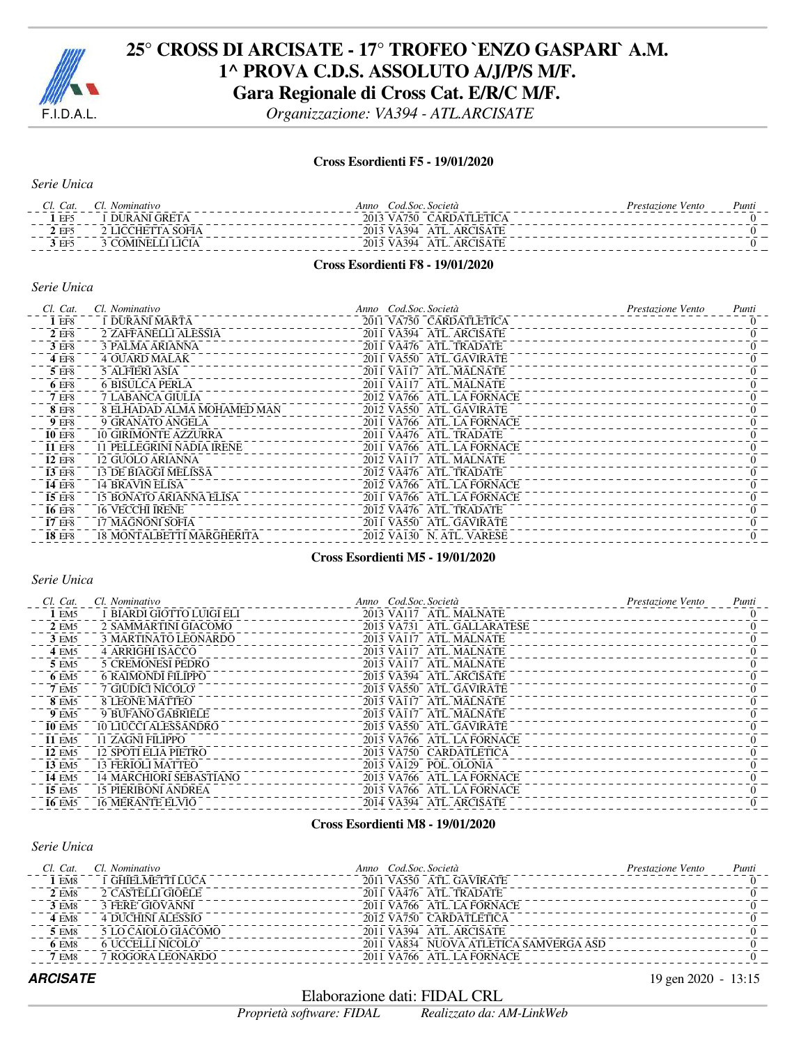# 25° CROSS DI ARCISATE - 17° TROFEO `ENZO GASPARI` A.M.
## 1^ PROVA C.D.S. ASSOLUTO A/J/P/S M/F.
## Gara Regionale di Cross Cat. E/R/C M/F.
*Organizzazione: VA394 - ATL.ARCISATE*

### Cross Esordienti F5 - 19/01/2020

*Serie Unica*

| Cl. | Cat. | Cl. | Nominativo | Anno | Cod.Soc. | Società | Prestazione | Vento | Punti |
|---|---|---|---|---|---|---|---|---|---|
| **1** | EF5 | 1 | DURANI GRETA | 2013 | VA750 | CARDATLETICA | | | 0 |
| **2** | EF5 | 2 | LICCHETTA SOFIA | 2013 | VA394 | ATL. ARCISATE | | | 0 |
| **3** | EF5 | 3 | COMINELLI LICIA | 2013 | VA394 | ATL. ARCISATE | | | 0 |

### Cross Esordienti F8 - 19/01/2020

*Serie Unica*

| Cl. | Cat. | Cl. | Nominativo | Anno | Cod.Soc. | Società | Prestazione | Vento | Punti |
|---|---|---|---|---|---|---|---|---|---|
| **1** | EF8 | 1 | DURANI MARTA | 2011 | VA750 | CARDATLETICA | | | 0 |
| **2** | EF8 | 2 | ZAFFANELLI ALESSIA | 2011 | VA394 | ATL. ARCISATE | | | 0 |
| **3** | EF8 | 3 | PALMA ARIANNA | 2011 | VA476 | ATL. TRADATE | | | 0 |
| **4** | EF8 | 4 | OUARD MALAK | 2011 | VA550 | ATL. GAVIRATE | | | 0 |
| **5** | EF8 | 5 | ALFIERI ASIA | 2011 | VA117 | ATL. MALNATE | | | 0 |
| **6** | EF8 | 6 | BISULCA PERLA | 2011 | VA117 | ATL. MALNATE | | | 0 |
| **7** | EF8 | 7 | LABANCA GIULIA | 2012 | VA766 | ATL. LA FORNACE | | | 0 |
| **8** | EF8 | 8 | ELHADAD ALMA MOHAMED MAN | 2012 | VA550 | ATL. GAVIRATE | | | 0 |
| **9** | EF8 | 9 | GRANATO ANGELA | 2011 | VA766 | ATL. LA FORNACE | | | 0 |
| **10** | EF8 | 10 | GIRIMONTE AZZURRA | 2011 | VA476 | ATL. TRADATE | | | 0 |
| **11** | EF8 | 11 | PELLEGRINI NADIA IRENE | 2011 | VA766 | ATL. LA FORNACE | | | 0 |
| **12** | EF8 | 12 | GUOLO ARIANNA | 2012 | VA117 | ATL. MALNATE | | | 0 |
| **13** | EF8 | 13 | DE BIAGGI MELISSA | 2012 | VA476 | ATL. TRADATE | | | 0 |
| **14** | EF8 | 14 | BRAVIN ELISA | 2012 | VA766 | ATL. LA FORNACE | | | 0 |
| **15** | EF8 | 15 | BONATO ARIANNA ELISA | 2011 | VA766 | ATL. LA FORNACE | | | 0 |
| **16** | EF8 | 16 | VECCHI IRENE | 2012 | VA476 | ATL. TRADATE | | | 0 |
| **17** | EF8 | 17 | MAGNONI SOFIA | 2011 | VA550 | ATL. GAVIRATE | | | 0 |
| **18** | EF8 | 18 | MONTALBETTI MARGHERITA | 2012 | VA130 | N. ATL. VARESE | | | 0 |

### Cross Esordienti M5 - 19/01/2020

*Serie Unica*

| Cl. | Cat. | Cl. | Nominativo | Anno | Cod.Soc. | Società | Prestazione | Vento | Punti |
|---|---|---|---|---|---|---|---|---|---|
| **1** | EM5 | 1 | BIARDI GIOTTO LUIGI ELI | 2013 | VA117 | ATL. MALNATE | | | 0 |
| **2** | EM5 | 2 | SAMMARTINI GIACOMO | 2013 | VA731 | ATL. GALLARATESE | | | 0 |
| **3** | EM5 | 3 | MARTINATO LEONARDO | 2013 | VA117 | ATL. MALNATE | | | 0 |
| **4** | EM5 | 4 | ARRIGHI ISACCO | 2013 | VA117 | ATL. MALNATE | | | 0 |
| **5** | EM5 | 5 | CREMONESI PEDRO | 2013 | VA117 | ATL. MALNATE | | | 0 |
| **6** | EM5 | 6 | RAIMONDI FILIPPO | 2013 | VA394 | ATL. ARCISATE | | | 0 |
| **7** | EM5 | 7 | GIUDICI NICOLO' | 2013 | VA550 | ATL. GAVIRATE | | | 0 |
| **8** | EM5 | 8 | LEONE MATTEO | 2013 | VA117 | ATL. MALNATE | | | 0 |
| **9** | EM5 | 9 | BUFANO GABRIELE | 2013 | VA117 | ATL. MALNATE | | | 0 |
| **10** | EM5 | 10 | LIUCCI ALESSANDRO | 2013 | VA550 | ATL. GAVIRATE | | | 0 |
| **11** | EM5 | 11 | ZAGNI FILIPPO | 2013 | VA766 | ATL. LA FORNACE | | | 0 |
| **12** | EM5 | 12 | SPOTI ELIA PIETRO | 2013 | VA750 | CARDATLETICA | | | 0 |
| **13** | EM5 | 13 | FERIOLI MATTEO | 2013 | VA129 | POL. OLONIA | | | 0 |
| **14** | EM5 | 14 | MARCHIORI SEBASTIANO | 2013 | VA766 | ATL. LA FORNACE | | | 0 |
| **15** | EM5 | 15 | PIERIBONI ANDREA | 2013 | VA766 | ATL. LA FORNACE | | | 0 |
| **16** | EM5 | 16 | MERANTE ELVIO | 2014 | VA394 | ATL. ARCISATE | | | 0 |

### Cross Esordienti M8 - 19/01/2020

*Serie Unica*

| Cl. | Cat. | Cl. | Nominativo | Anno | Cod.Soc. | Società | Prestazione | Vento | Punti |
|---|---|---|---|---|---|---|---|---|---|
| **1** | EM8 | 1 | GHIELMETTI LUCA | 2011 | VA550 | ATL. GAVIRATE | | | 0 |
| **2** | EM8 | 2 | CASTELLI GIOELE | 2011 | VA476 | ATL. TRADATE | | | 0 |
| **3** | EM8 | 3 | FERE' GIOVANNI | 2011 | VA766 | ATL. LA FORNACE | | | 0 |
| **4** | EM8 | 4 | DUCHINI ALESSIO | 2012 | VA750 | CARDATLETICA | | | 0 |
| **5** | EM8 | 5 | LO CAIOLO GIACOMO | 2011 | VA394 | ATL. ARCISATE | | | 0 |
| **6** | EM8 | 6 | UCCELLI NICOLO' | 2011 | VA834 | NUOVA ATLETICA SAMVERGA ASD | | | 0 |
| **7** | EM8 | 7 | ROGORA LEONARDO | 2011 | VA766 | ATL. LA FORNACE | | | 0 |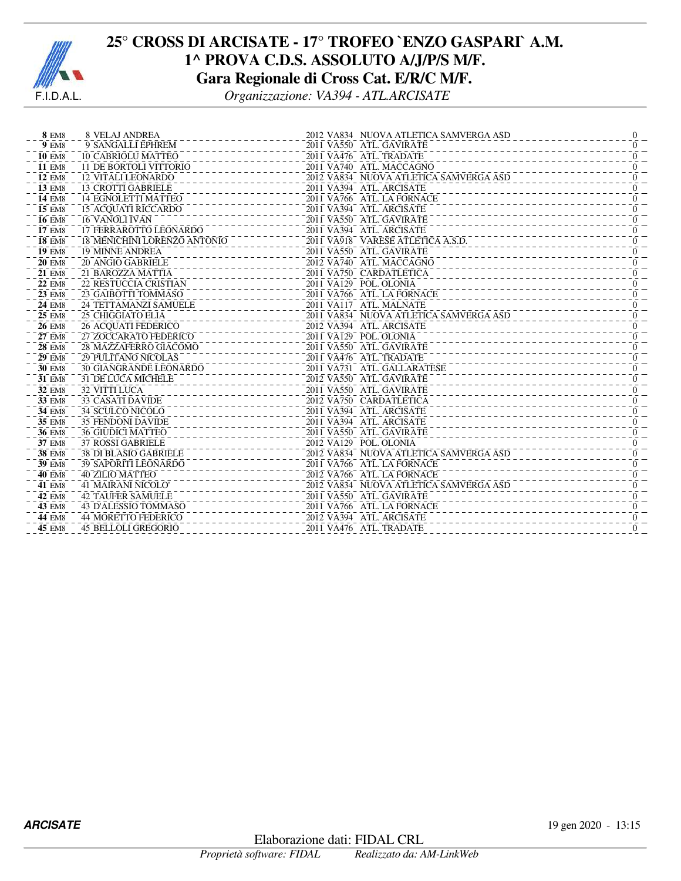# 25° CROSS DI ARCISATE - 17° TROFEO `ENZO GASPARI` A.M.
# 1^ PROVA C.D.S. ASSOLUTO A/J/P/S M/F.
## Gara Regionale di Cross Cat. E/R/C M/F.
*Organizzazione: VA394 - ATL.ARCISATE*

| | | | | | | | |
|---|---|---|---|---|---|---|---|
| **8** | EM8 | 8 | VELAJ ANDREA | 2012 | VA834 | NUOVA ATLETICA SAMVERGA ASD | 0 |
| **9** | EM8 | 9 | SANGALLI EPHREM | 2011 | VA550 | ATL. GAVIRATE | 0 |
| **10** | EM8 | 10 | CABRIOLU MATTEO | 2011 | VA476 | ATL. TRADATE | 0 |
| **11** | EM8 | 11 | DE BORTOLI VITTORIO | 2011 | VA740 | ATL. MACCAGNO | 0 |
| **12** | EM8 | 12 | VITALI LEONARDO | 2012 | VA834 | NUOVA ATLETICA SAMVERGA ASD | 0 |
| **13** | EM8 | 13 | CROTTI GABRIELE | 2011 | VA394 | ATL. ARCISATE | 0 |
| **14** | EM8 | 14 | EGNOLETTI MATTEO | 2011 | VA766 | ATL. LA FORNACE | 0 |
| **15** | EM8 | 15 | ACQUATI RICCARDO | 2011 | VA394 | ATL. ARCISATE | 0 |
| **16** | EM8 | 16 | VANOLI IVAN | 2011 | VA550 | ATL. GAVIRATE | 0 |
| **17** | EM8 | 17 | FERRAROTTO LEONARDO | 2011 | VA394 | ATL. ARCISATE | 0 |
| **18** | EM8 | 18 | MENICHINI LORENZO ANTONIO | 2011 | VA918 | VARESE ATLETICA A.S.D. | 0 |
| **19** | EM8 | 19 | MINNE ANDREA | 2011 | VA550 | ATL. GAVIRATE | 0 |
| **20** | EM8 | 20 | ANGIO GABRIELE | 2012 | VA740 | ATL. MACCAGNO | 0 |
| **21** | EM8 | 21 | BAROZZA MATTIA | 2011 | VA750 | CARDATLETICA | 0 |
| **22** | EM8 | 22 | RESTUCCIA CRISTIAN | 2011 | VA129 | POL. OLONIA | 0 |
| **23** | EM8 | 23 | GAIBOTTI TOMMASO | 2011 | VA766 | ATL. LA FORNACE | 0 |
| **24** | EM8 | 24 | TETTAMANZI SAMUELE | 2011 | VA117 | ATL. MALNATE | 0 |
| **25** | EM8 | 25 | CHIGGIATO ELIA | 2011 | VA834 | NUOVA ATLETICA SAMVERGA ASD | 0 |
| **26** | EM8 | 26 | ACQUATI FEDERICO | 2012 | VA394 | ATL. ARCISATE | 0 |
| **27** | EM8 | 27 | ZOCCARATO FEDERICO | 2011 | VA129 | POL. OLONIA | 0 |
| **28** | EM8 | 28 | MAZZAFERRO GIACOMO | 2011 | VA550 | ATL. GAVIRATE | 0 |
| **29** | EM8 | 29 | PULITANO NICOLAS | 2011 | VA476 | ATL. TRADATE | 0 |
| **30** | EM8 | 30 | GIANGRANDE LEONARDO | 2011 | VA731 | ATL. GALLARATESE | 0 |
| **31** | EM8 | 31 | DE LUCA MICHELE | 2012 | VA550 | ATL. GAVIRATE | 0 |
| **32** | EM8 | 32 | VITTI LUCA | 2011 | VA550 | ATL. GAVIRATE | 0 |
| **33** | EM8 | 33 | CASATI DAVIDE | 2012 | VA750 | CARDATLETICA | 0 |
| **34** | EM8 | 34 | SCULCO NICOLO | 2011 | VA394 | ATL. ARCISATE | 0 |
| **35** | EM8 | 35 | FENDONI DAVIDE | 2011 | VA394 | ATL. ARCISATE | 0 |
| **36** | EM8 | 36 | GIUDICI MATTEO | 2011 | VA550 | ATL. GAVIRATE | 0 |
| **37** | EM8 | 37 | ROSSI GABRIELE | 2012 | VA129 | POL. OLONIA | 0 |
| **38** | EM8 | 38 | DI BLASIO GABRIELE | 2012 | VA834 | NUOVA ATLETICA SAMVERGA ASD | 0 |
| **39** | EM8 | 39 | SAPORITI LEONARDO | 2011 | VA766 | ATL. LA FORNACE | 0 |
| **40** | EM8 | 40 | ZILIO MATTEO | 2012 | VA766 | ATL. LA FORNACE | 0 |
| **41** | EM8 | 41 | MAIRANI NICOLO' | 2012 | VA834 | NUOVA ATLETICA SAMVERGA ASD | 0 |
| **42** | EM8 | 42 | TAUFER SAMUELE | 2011 | VA550 | ATL. GAVIRATE | 0 |
| **43** | EM8 | 43 | D'ALESSIO TOMMASO | 2011 | VA766 | ATL. LA FORNACE | 0 |
| **44** | EM8 | 44 | MORETTO FEDERICO | 2012 | VA394 | ATL. ARCISATE | 0 |
| **45** | EM8 | 45 | BELLOLI GREGORIO | 2011 | VA476 | ATL. TRADATE | 0 |

***ARCISATE*** 19 gen 2020 - 13:15

Elaborazione dati: FIDAL CRL

*Proprietà software: FIDAL* *Realizzato da: AM-LinkWeb*